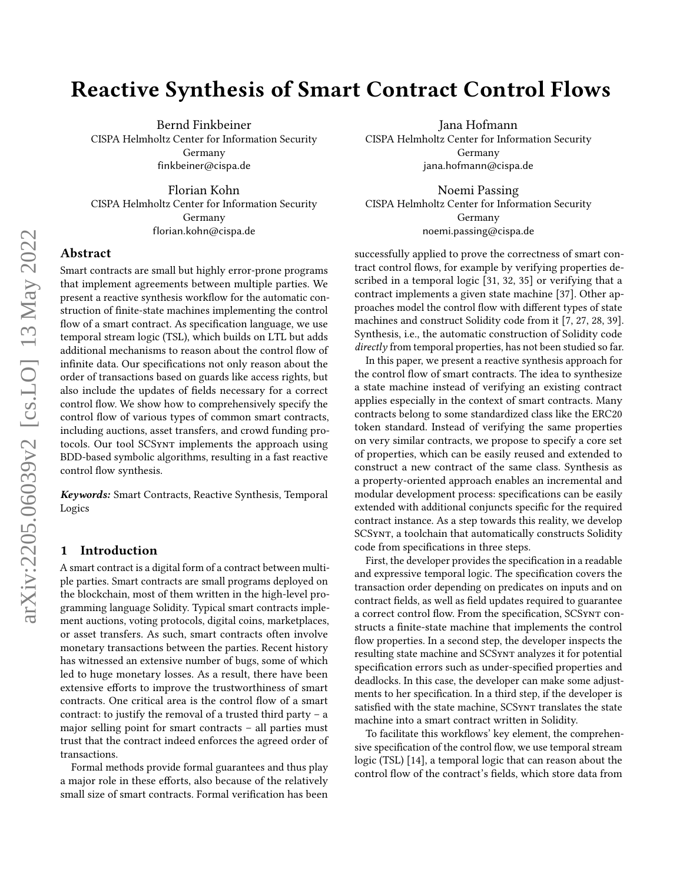# Reactive Synthesis of Smart Contract Control Flows

Bernd Finkbeiner
CISPA Helmholtz Center for Information Security
Germany
finkbeiner@cispa.de

Jana Hofmann
CISPA Helmholtz Center for Information Security
Germany
jana.hofmann@cispa.de

Florian Kohn
CISPA Helmholtz Center for Information Security
Germany
florian.kohn@cispa.de

Noemi Passing
CISPA Helmholtz Center for Information Security
Germany
noemi.passing@cispa.de

## Abstract

Smart contracts are small but highly error-prone programs that implement agreements between multiple parties. We present a reactive synthesis workflow for the automatic construction of finite-state machines implementing the control flow of a smart contract. As specification language, we use temporal stream logic (TSL), which builds on LTL but adds additional mechanisms to reason about the control flow of infinite data. Our specifications not only reason about the order of transactions based on guards like access rights, but also include the updates of fields necessary for a correct control flow. We show how to comprehensively specify the control flow of various types of common smart contracts, including auctions, asset transfers, and crowd funding protocols. Our tool SCSynt implements the approach using BDD-based symbolic algorithms, resulting in a fast reactive control flow synthesis.

***Keywords:*** Smart Contracts, Reactive Synthesis, Temporal Logics

## 1 Introduction

A smart contract is a digital form of a contract between multiple parties. Smart contracts are small programs deployed on the blockchain, most of them written in the high-level programming language Solidity. Typical smart contracts implement auctions, voting protocols, digital coins, marketplaces, or asset transfers. As such, smart contracts often involve monetary transactions between the parties. Recent history has witnessed an extensive number of bugs, some of which led to huge monetary losses. As a result, there have been extensive efforts to improve the trustworthiness of smart contracts. One critical area is the control flow of a smart contract: to justify the removal of a trusted third party – a major selling point for smart contracts – all parties must trust that the contract indeed enforces the agreed order of transactions.

Formal methods provide formal guarantees and thus play a major role in these efforts, also because of the relatively small size of smart contracts. Formal verification has been successfully applied to prove the correctness of smart contract control flows, for example by verifying properties described in a temporal logic [31, 32, 35] or verifying that a contract implements a given state machine [37]. Other approaches model the control flow with different types of state machines and construct Solidity code from it [7, 27, 28, 39]. Synthesis, i.e., the automatic construction of Solidity code *directly* from temporal properties, has not been studied so far.

In this paper, we present a reactive synthesis approach for the control flow of smart contracts. The idea to synthesize a state machine instead of verifying an existing contract applies especially in the context of smart contracts. Many contracts belong to some standardized class like the ERC20 token standard. Instead of verifying the same properties on very similar contracts, we propose to specify a core set of properties, which can be easily reused and extended to construct a new contract of the same class. Synthesis as a property-oriented approach enables an incremental and modular development process: specifications can be easily extended with additional conjuncts specific for the required contract instance. As a step towards this reality, we develop SCSynt, a toolchain that automatically constructs Solidity code from specifications in three steps.

First, the developer provides the specification in a readable and expressive temporal logic. The specification covers the transaction order depending on predicates on inputs and on contract fields, as well as field updates required to guarantee a correct control flow. From the specification, SCSynt constructs a finite-state machine that implements the control flow properties. In a second step, the developer inspects the resulting state machine and SCSynt analyzes it for potential specification errors such as under-specified properties and deadlocks. In this case, the developer can make some adjustments to her specification. In a third step, if the developer is satisfied with the state machine, SCSynt translates the state machine into a smart contract written in Solidity.

To facilitate this workflows' key element, the comprehensive specification of the control flow, we use temporal stream logic (TSL) [14], a temporal logic that can reason about the control flow of the contract's fields, which store data from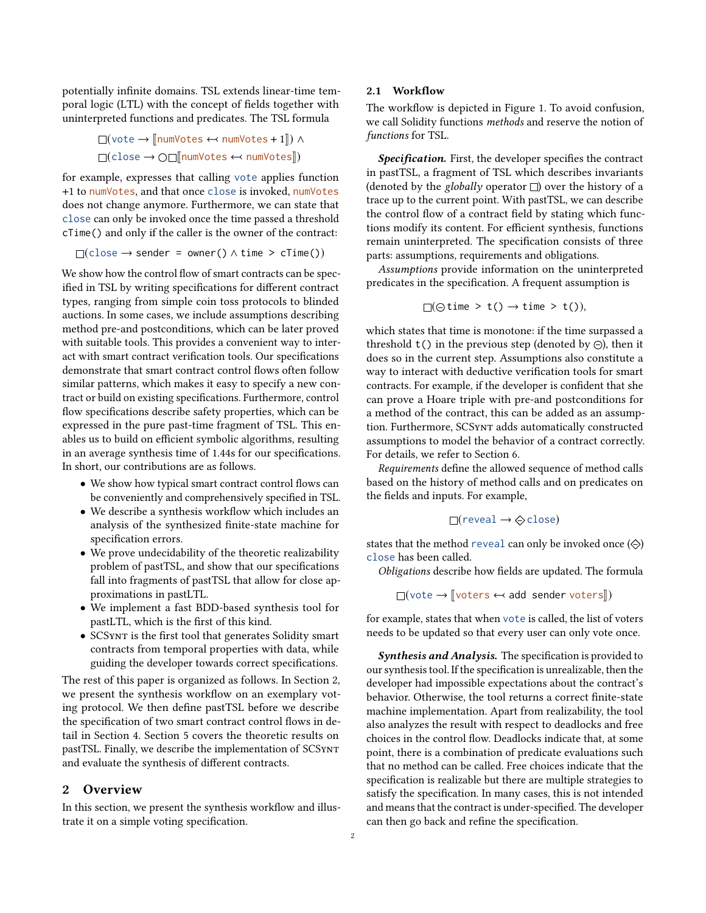potentially infinite domains. TSL extends linear-time temporal logic (LTL) with the concept of fields together with uninterpreted functions and predicates. The TSL formula

$$\square(\mathtt{vote} \rightarrow [\![\mathtt{numVotes} \leftarrow\!\!\prec \mathtt{numVotes} + 1]\!]) \wedge$$
$$\square(\mathtt{close} \rightarrow \bigcirc\square[\![\mathtt{numVotes} \leftarrow\!\!\prec \mathtt{numVotes}]\!])$$

for example, expresses that calling vote applies function +1 to numVotes, and that once close is invoked, numVotes does not change anymore. Furthermore, we can state that close can only be invoked once the time passed a threshold cTime() and only if the caller is the owner of the contract:

$$\square(\mathtt{close} \rightarrow \mathtt{sender\ =\ owner()} \wedge \mathtt{time\ >\ cTime()})$$

We show how the control flow of smart contracts can be specified in TSL by writing specifications for different contract types, ranging from simple coin toss protocols to blinded auctions. In some cases, we include assumptions describing method pre-and postconditions, which can be later proved with suitable tools. This provides a convenient way to interact with smart contract verification tools. Our specifications demonstrate that smart contract control flows often follow similar patterns, which makes it easy to specify a new contract or build on existing specifications. Furthermore, control flow specifications describe safety properties, which can be expressed in the pure past-time fragment of TSL. This enables us to build on efficient symbolic algorithms, resulting in an average synthesis time of 1.44s for our specifications. In short, our contributions are as follows.

- We show how typical smart contract control flows can be conveniently and comprehensively specified in TSL.
- We describe a synthesis workflow which includes an analysis of the synthesized finite-state machine for specification errors.
- We prove undecidability of the theoretic realizability problem of pastTSL, and show that our specifications fall into fragments of pastTSL that allow for close approximations in pastLTL.
- We implement a fast BDD-based synthesis tool for pastLTL, which is the first of this kind.
- SCSynt is the first tool that generates Solidity smart contracts from temporal properties with data, while guiding the developer towards correct specifications.

The rest of this paper is organized as follows. In Section 2, we present the synthesis workflow on an exemplary voting protocol. We then define pastTSL before we describe the specification of two smart contract control flows in detail in Section 4. Section 5 covers the theoretic results on pastTSL. Finally, we describe the implementation of SCSynt and evaluate the synthesis of different contracts.

## 2 Overview

In this section, we present the synthesis workflow and illustrate it on a simple voting specification.

### 2.1 Workflow

The workflow is depicted in Figure 1. To avoid confusion, we call Solidity functions *methods* and reserve the notion of *functions* for TSL.

***Specification.*** First, the developer specifies the contract in pastTSL, a fragment of TSL which describes invariants (denoted by the *globally* operator $\square$) over the history of a trace up to the current point. With pastTSL, we can describe the control flow of a contract field by stating which functions modify its content. For efficient synthesis, functions remain uninterpreted. The specification consists of three parts: assumptions, requirements and obligations.

*Assumptions* provide information on the uninterpreted predicates in the specification. A frequent assumption is

$$\square(\ominus\,\mathtt{time\ >\ t()} \rightarrow \mathtt{time\ >\ t()}),$$

which states that time is monotone: if the time surpassed a threshold t() in the previous step (denoted by $\ominus$), then it does so in the current step. Assumptions also constitute a way to interact with deductive verification tools for smart contracts. For example, if the developer is confident that she can prove a Hoare triple with pre-and postconditions for a method of the contract, this can be added as an assumption. Furthermore, SCSynt adds automatically constructed assumptions to model the behavior of a contract correctly. For details, we refer to Section 6.

*Requirements* define the allowed sequence of method calls based on the history of method calls and on predicates on the fields and inputs. For example,

$$\square(\mathtt{reveal} \rightarrow \diamondminus\,\mathtt{close})$$

states that the method reveal can only be invoked once ($\diamondminus$) close has been called.

*Obligations* describe how fields are updated. The formula

$$\square(\mathtt{vote} \rightarrow [\![\mathtt{voters} \leftarrow\!\!\prec \mathtt{add\ sender\ voters}]\!])$$

for example, states that when vote is called, the list of voters needs to be updated so that every user can only vote once.

***Synthesis and Analysis.*** The specification is provided to our synthesis tool. If the specification is unrealizable, then the developer had impossible expectations about the contract's behavior. Otherwise, the tool returns a correct finite-state machine implementation. Apart from realizability, the tool also analyzes the result with respect to deadlocks and free choices in the control flow. Deadlocks indicate that, at some point, there is a combination of predicate evaluations such that no method can be called. Free choices indicate that the specification is realizable but there are multiple strategies to satisfy the specification. In many cases, this is not intended and means that the contract is under-specified. The developer can then go back and refine the specification.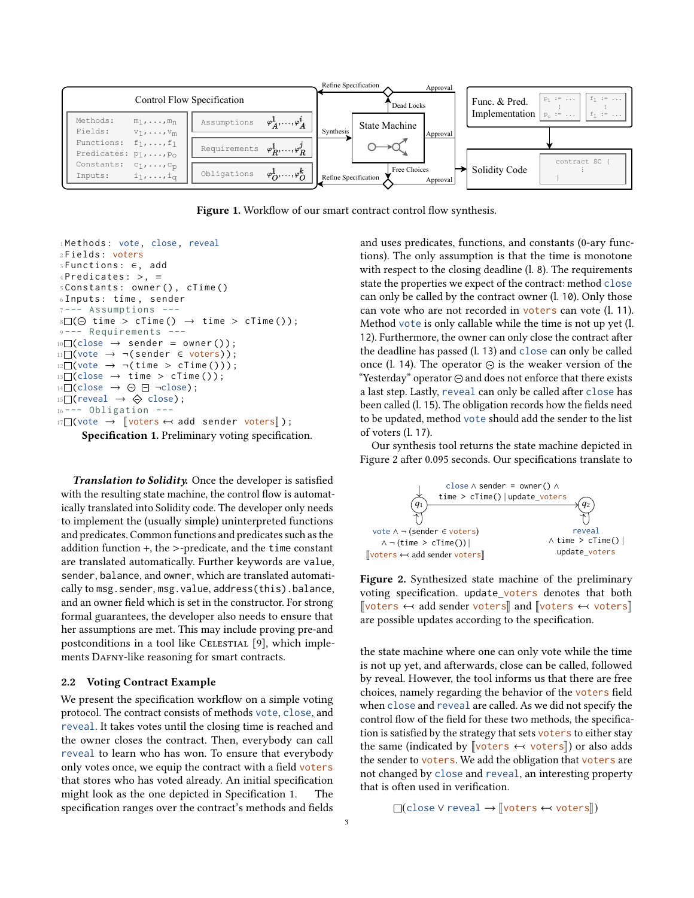Figure 1. Workflow of our smart contract control flow synthesis.

```
1  Methods: vote, close, reveal
2  Fields: voters
3  Functions: ∈, add
4  Predicates: >, =
5  Constants: owner(), cTime()
6  Inputs: time, sender
7  --- Assumptions ---
8  □(⊖ time > cTime() → time > cTime());
9  --- Requirements ---
10 □(close → sender = owner());
11 □(vote → ¬(sender ∈ voters));
12 □(vote → ¬(time > cTime()));
13 □(close → time > cTime());
14 □(close → ⊖ ⊟ ¬close);
15 □(reveal → ⟐ close);
16 --- Obligation ---
17 □(vote → ⟦voters ↢ add sender voters⟧);
```

**Specification 1.** Preliminary voting specification.

***Translation to Solidity.*** Once the developer is satisfied with the resulting state machine, the control flow is automatically translated into Solidity code. The developer only needs to implement the (usually simple) uninterpreted functions and predicates. Common functions and predicates such as the addition function +, the >-predicate, and the `time` constant are translated automatically. Further keywords are `value`, `sender`, `balance`, and `owner`, which are translated automatically to `msg.sender`, `msg.value`, `address(this).balance`, and an owner field which is set in the constructor. For strong formal guarantees, the developer also needs to ensure that her assumptions are met. This may include proving pre-and postconditions in a tool like Celestial [9], which implements Dafny-like reasoning for smart contracts.

## 2.2 Voting Contract Example

We present the specification workflow on a simple voting protocol. The contract consists of methods `vote`, `close`, and `reveal`. It takes votes until the closing time is reached and the owner closes the contract. Then, everybody can call `reveal` to learn who has won. To ensure that everybody only votes once, we equip the contract with a field `voters` that stores who has voted already. An initial specification might look as the one depicted in Specification 1. The specification ranges over the contract's methods and fields and uses predicates, functions, and constants (0-ary functions). The only assumption is that the time is monotone with respect to the closing deadline (l. 8). The requirements state the properties we expect of the contract: method `close` can only be called by the contract owner (l. 10). Only those can vote who are not recorded in `voters` can vote (l. 11). Method `vote` is only callable while the time is not up yet (l. 12). Furthermore, the owner can only close the contract after the deadline has passed (l. 13) and `close` can only be called once (l. 14). The operator ⊖ is the weaker version of the "Yesterday" operator ⊖ and does not enforce that there exists a last step. Lastly, `reveal` can only be called after `close` has been called (l. 15). The obligation records how the fields need to be updated, method `vote` should add the sender to the list of voters (l. 17).

Our synthesis tool returns the state machine depicted in Figure 2 after 0.095 seconds. Our specifications translate to the state machine where one can only vote while the time is not up yet, and afterwards, close can be called, followed by reveal. However, the tool informs us that there are free choices, namely regarding the behavior of the `voters` field when `close` and `reveal` are called. As we did not specify the control flow of the field for these two methods, the specification is satisfied by the strategy that sets `voters` to either stay the same (indicated by ⟦voters ↢ voters⟧) or also adds the sender to `voters`. We add the obligation that `voters` are not changed by `close` and `reveal`, an interesting property that is often used in verification.

Figure 2. Synthesized state machine of the preliminary voting specification. `update_voters` denotes that both ⟦voters ↢ add sender voters⟧ and ⟦voters ↢ voters⟧ are possible updates according to the specification.

$$\square(\texttt{close} \lor \texttt{reveal} \rightarrow [\![\texttt{voters} \leftarrowtail \texttt{voters}]\!])$$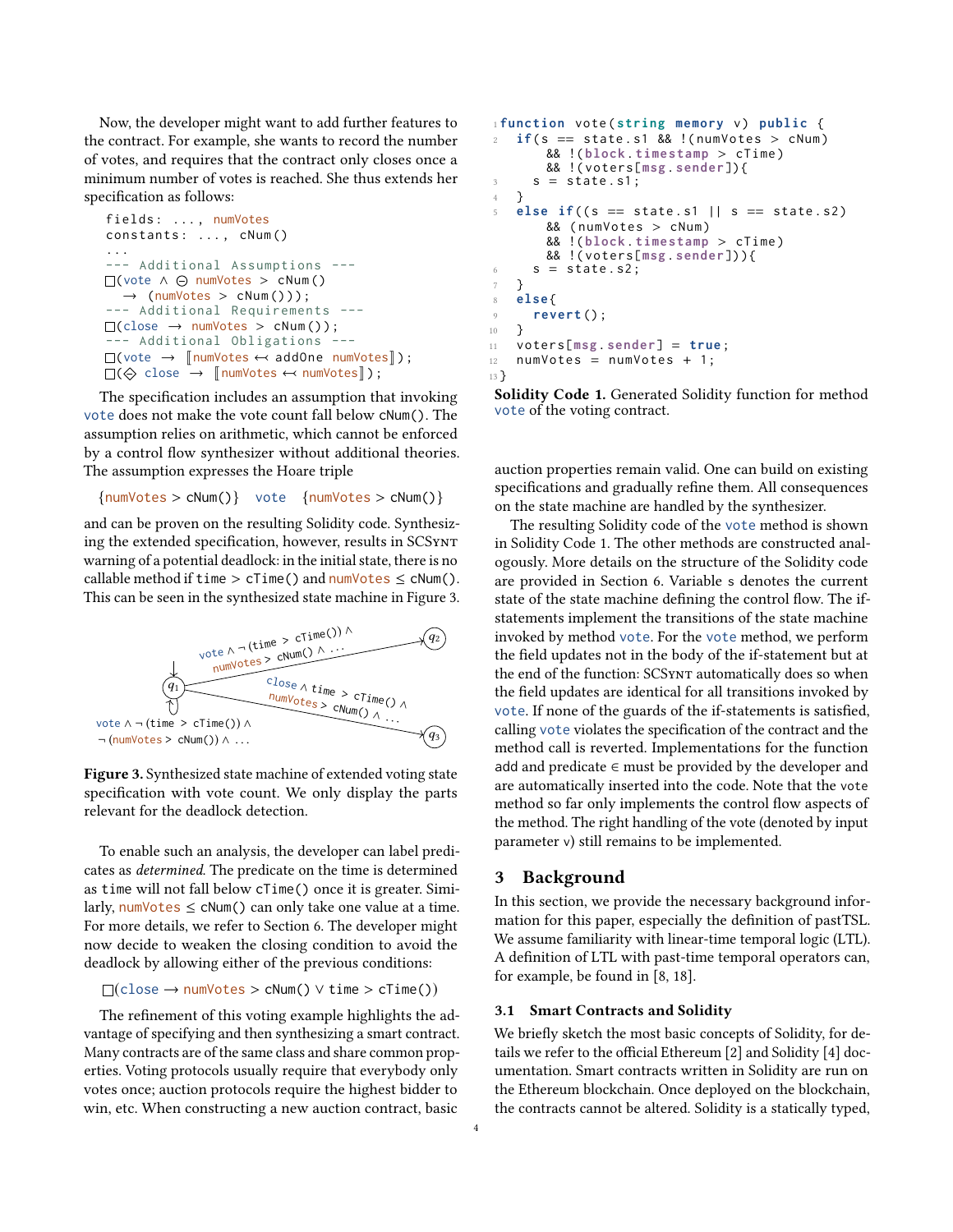Now, the developer might want to add further features to the contract. For example, she wants to record the number of votes, and requires that the contract only closes once a minimum number of votes is reached. She thus extends her specification as follows:

```
fields: ..., numVotes
constants: ..., cNum()
...
--- Additional Assumptions ---
□(vote ∧ ⊖ numVotes > cNum()
   → (numVotes > cNum()));
--- Additional Requirements ---
□(close → numVotes > cNum());
--- Additional Obligations ---
□(vote → ⟦numVotes ↤ addOne numVotes⟧);
□(¬◇ close → ⟦numVotes ↤ numVotes⟧);
```

The specification includes an assumption that invoking vote does not make the vote count fall below cNum(). The assumption relies on arithmetic, which cannot be enforced by a control flow synthesizer without additional theories. The assumption expresses the Hoare triple

$$\{\text{numVotes} > \text{cNum()}\} \quad \text{vote} \quad \{\text{numVotes} > \text{cNum()}\}$$

and can be proven on the resulting Solidity code. Synthesizing the extended specification, however, results in SCSynt warning of a potential deadlock: in the initial state, there is no callable method if time > cTime() and numVotes ≤ cNum(). This can be seen in the synthesized state machine in Figure 3.

Figure 3. Synthesized state machine of extended voting state specification with vote count. We only display the parts relevant for the deadlock detection.

To enable such an analysis, the developer can label predicates as *determined*. The predicate on the time is determined as time will not fall below cTime() once it is greater. Similarly, numVotes ≤ cNum() can only take one value at a time. For more details, we refer to Section 6. The developer might now decide to weaken the closing condition to avoid the deadlock by allowing either of the previous conditions:

$$\square(\text{close} \rightarrow \text{numVotes} > \text{cNum()} \lor \text{time} > \text{cTime()})$$

The refinement of this voting example highlights the advantage of specifying and then synthesizing a smart contract. Many contracts are of the same class and share common properties. Voting protocols usually require that everybody only votes once; auction protocols require the highest bidder to win, etc. When constructing a new auction contract, basic auction properties remain valid. One can build on existing specifications and gradually refine them. All consequences on the state machine are handled by the synthesizer.

```
function vote(string memory v) public {
  if(s == state.s1 && !(numVotes > cNum)
      && !(block.timestamp > cTime)
      && !(voters[msg.sender]){
    s = state.s1;
  }
  else if((s == state.s1 || s == state.s2)
      && (numVotes > cNum)
      && !(block.timestamp > cTime)
      && !(voters[msg.sender])){
    s = state.s2;
  }
  else{
    revert();
  }
  voters[msg.sender] = true;
  numVotes = numVotes + 1;
}
```

**Solidity Code 1.** Generated Solidity function for method vote of the voting contract.

The resulting Solidity code of the vote method is shown in Solidity Code 1. The other methods are constructed analogously. More details on the structure of the Solidity code are provided in Section 6. Variable s denotes the current state of the state machine defining the control flow. The if-statements implement the transitions of the state machine invoked by method vote. For the vote method, we perform the field updates not in the body of the if-statement but at the end of the function: SCSynt automatically does so when the field updates are identical for all transitions invoked by vote. If none of the guards of the if-statements is satisfied, calling vote violates the specification of the contract and the method call is reverted. Implementations for the function add and predicate ∈ must be provided by the developer and are automatically inserted into the code. Note that the vote method so far only implements the control flow aspects of the method. The right handling of the vote (denoted by input parameter v) still remains to be implemented.

## 3 Background

In this section, we provide the necessary background information for this paper, especially the definition of pastTSL. We assume familiarity with linear-time temporal logic (LTL). A definition of LTL with past-time temporal operators can, for example, be found in [8, 18].

### 3.1 Smart Contracts and Solidity

We briefly sketch the most basic concepts of Solidity, for details we refer to the official Ethereum [2] and Solidity [4] documentation. Smart contracts written in Solidity are run on the Ethereum blockchain. Once deployed on the blockchain, the contracts cannot be altered. Solidity is a statically typed,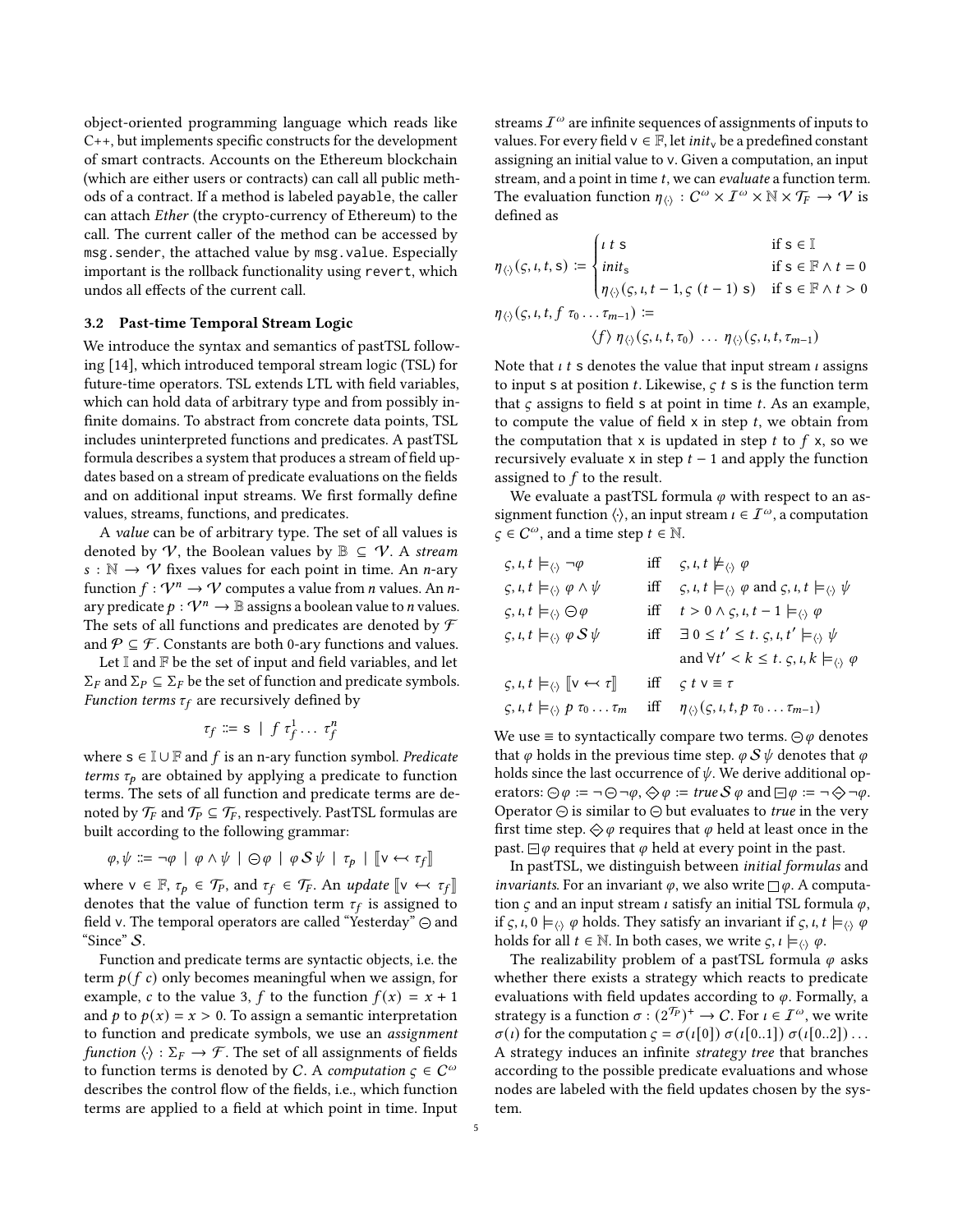object-oriented programming language which reads like C++, but implements specific constructs for the development of smart contracts. Accounts on the Ethereum blockchain (which are either users or contracts) can call all public methods of a contract. If a method is labeled `payable`, the caller can attach *Ether* (the crypto-currency of Ethereum) to the call. The current caller of the method can be accessed by `msg.sender`, the attached value by `msg.value`. Especially important is the rollback functionality using `revert`, which undos all effects of the current call.

### 3.2 Past-time Temporal Stream Logic

We introduce the syntax and semantics of pastTSL following [14], which introduced temporal stream logic (TSL) for future-time operators. TSL extends LTL with field variables, which can hold data of arbitrary type and from possibly infinite domains. To abstract from concrete data points, TSL includes uninterpreted functions and predicates. A pastTSL formula describes a system that produces a stream of field updates based on a stream of predicate evaluations on the fields and on additional input streams. We first formally define values, streams, functions, and predicates.

A *value* can be of arbitrary type. The set of all values is denoted by $\mathcal{V}$, the Boolean values by $\mathbb{B} \subseteq \mathcal{V}$. A *stream* $s : \mathbb{N} \to \mathcal{V}$ fixes values for each point in time. An $n$-ary function $f : \mathcal{V}^n \to \mathcal{V}$ computes a value from $n$ values. An $n$-ary predicate $p : \mathcal{V}^n \to \mathbb{B}$ assigns a boolean value to $n$ values. The sets of all functions and predicates are denoted by $\mathcal{F}$ and $\mathcal{P} \subseteq \mathcal{F}$. Constants are both 0-ary functions and values.

Let $\mathbb{I}$ and $\mathbb{F}$ be the set of input and field variables, and let $\Sigma_F$ and $\Sigma_P \subseteq \Sigma_F$ be the set of function and predicate symbols. *Function terms* $\tau_f$ are recursively defined by

$$\tau_f ::= \mathsf{s} \mid f\ \tau_f^1 \dots\ \tau_f^n$$

where $\mathsf{s} \in \mathbb{I} \cup \mathbb{F}$ and $f$ is an n-ary function symbol. *Predicate terms* $\tau_p$ are obtained by applying a predicate to function terms. The sets of all function and predicate terms are denoted by $\mathcal{T}_F$ and $\mathcal{T}_P \subseteq \mathcal{T}_F$, respectively. PastTSL formulas are built according to the following grammar:

$$\varphi, \psi ::= \neg\varphi \mid \varphi \wedge \psi \mid \ominus\varphi \mid \varphi\, \mathcal{S}\, \psi \mid \tau_p \mid [\![\mathsf{v} \leftarrowtail \tau_f]\!]$$

where $\mathsf{v} \in \mathbb{F}$, $\tau_p \in \mathcal{T}_P$, and $\tau_f \in \mathcal{T}_F$. An *update* $[\![\mathsf{v} \leftarrowtail \tau_f]\!]$ denotes that the value of function term $\tau_f$ is assigned to field $\mathsf{v}$. The temporal operators are called "Yesterday" $\ominus$ and "Since" $\mathcal{S}$.

Function and predicate terms are syntactic objects, i.e. the term $p(f\ c)$ only becomes meaningful when we assign, for example, $c$ to the value 3, $f$ to the function $f(x) = x + 1$ and $p$ to $p(x) = x > 0$. To assign a semantic interpretation to function and predicate symbols, we use an *assignment function* $\langle\cdot\rangle : \Sigma_F \to \mathcal{F}$. The set of all assignments of fields to function terms is denoted by $\mathcal{C}$. A *computation* $\varsigma \in \mathcal{C}^\omega$ describes the control flow of the fields, i.e., which function terms are applied to a field at which point in time. Input streams $\mathcal{I}^\omega$ are infinite sequences of assignments of inputs to values. For every field $\mathsf{v} \in \mathbb{F}$, let $init_{\mathsf{v}}$ be a predefined constant assigning an initial value to $\mathsf{v}$. Given a computation, an input stream, and a point in time $t$, we can *evaluate* a function term. The evaluation function $\eta_{\langle\cdot\rangle} : \mathcal{C}^\omega \times \mathcal{I}^\omega \times \mathbb{N} \times \mathcal{T}_F \to \mathcal{V}$ is defined as

$$\eta_{\langle\cdot\rangle}(\varsigma, \iota, t, \mathsf{s}) := \begin{cases} \iota\ t\ \mathsf{s} & \text{if } \mathsf{s} \in \mathbb{I} \\ init_{\mathsf{s}} & \text{if } \mathsf{s} \in \mathbb{F} \wedge t = 0 \\ \eta_{\langle\cdot\rangle}(\varsigma, \iota, t-1, \varsigma\ (t-1)\ \mathsf{s}) & \text{if } \mathsf{s} \in \mathbb{F} \wedge t > 0 \end{cases}$$

$$\eta_{\langle\cdot\rangle}(\varsigma, \iota, t, f\ \tau_0 \dots \tau_{m-1}) := \langle f\rangle\ \eta_{\langle\cdot\rangle}(\varsigma, \iota, t, \tau_0)\ \dots\ \eta_{\langle\cdot\rangle}(\varsigma, \iota, t, \tau_{m-1})$$

Note that $\iota\ t\ \mathsf{s}$ denotes the value that input stream $\iota$ assigns to input $\mathsf{s}$ at position $t$. Likewise, $\varsigma\ t\ \mathsf{s}$ is the function term that $\varsigma$ assigns to field $\mathsf{s}$ at point in time $t$. As an example, to compute the value of field $\mathsf{x}$ in step $t$, we obtain from the computation that $\mathsf{x}$ is updated in step $t$ to $f\ \mathsf{x}$, so we recursively evaluate $\mathsf{x}$ in step $t-1$ and apply the function assigned to $f$ to the result.

We evaluate a pastTSL formula $\varphi$ with respect to an assignment function $\langle\cdot\rangle$, an input stream $\iota \in \mathcal{I}^\omega$, a computation $\varsigma \in \mathcal{C}^\omega$, and a time step $t \in \mathbb{N}$.

$$\begin{array}{lll}
\varsigma, \iota, t \models_{\langle\cdot\rangle} \neg\varphi & \text{iff} & \varsigma, \iota, t \not\models_{\langle\cdot\rangle} \varphi \\
\varsigma, \iota, t \models_{\langle\cdot\rangle} \varphi \wedge \psi & \text{iff} & \varsigma, \iota, t \models_{\langle\cdot\rangle} \varphi \text{ and } \varsigma, \iota, t \models_{\langle\cdot\rangle} \psi \\
\varsigma, \iota, t \models_{\langle\cdot\rangle} \ominus\varphi & \text{iff} & t > 0 \wedge \varsigma, \iota, t-1 \models_{\langle\cdot\rangle} \varphi \\
\varsigma, \iota, t \models_{\langle\cdot\rangle} \varphi\, \mathcal{S}\, \psi & \text{iff} & \exists\, 0 \le t' \le t.\ \varsigma, \iota, t' \models_{\langle\cdot\rangle} \psi \\
 & & \text{and } \forall t' < k \le t.\ \varsigma, \iota, k \models_{\langle\cdot\rangle} \varphi \\
\varsigma, \iota, t \models_{\langle\cdot\rangle} [\![\mathsf{v} \leftarrowtail \tau]\!] & \text{iff} & \varsigma\ t\ \mathsf{v} \equiv \tau \\
\varsigma, \iota, t \models_{\langle\cdot\rangle} p\ \tau_0 \dots \tau_m & \text{iff} & \eta_{\langle\cdot\rangle}(\varsigma, \iota, t, p\ \tau_0 \dots \tau_{m-1})
\end{array}$$

We use $\equiv$ to syntactically compare two terms. $\ominus\varphi$ denotes that $\varphi$ holds in the previous time step. $\varphi\, \mathcal{S}\, \psi$ denotes that $\varphi$ holds since the last occurrence of $\psi$. We derive additional operators: $\circleddash\varphi := \neg\ominus\neg\varphi$, $\Diamond\!\!\!-\,\varphi := true\, \mathcal{S}\, \varphi$ and $\boxminus\varphi := \neg\Diamond\!\!\!-\,\neg\varphi$. Operator $\circleddash$ is similar to $\ominus$ but evaluates to *true* in the very first time step. $\Diamond\!\!\!-\,\varphi$ requires that $\varphi$ held at least once in the past. $\boxminus\varphi$ requires that $\varphi$ held at every point in the past.

In pastTSL, we distinguish between *initial formulas* and *invariants*. For an invariant $\varphi$, we also write $\Box\varphi$. A computation $\varsigma$ and an input stream $\iota$ satisfy an initial TSL formula $\varphi$, if $\varsigma, \iota, 0 \models_{\langle\cdot\rangle} \varphi$ holds. They satisfy an invariant if $\varsigma, \iota, t \models_{\langle\cdot\rangle} \varphi$ holds for all $t \in \mathbb{N}$. In both cases, we write $\varsigma, \iota \models_{\langle\cdot\rangle} \varphi$.

The realizability problem of a pastTSL formula $\varphi$ asks whether there exists a strategy which reacts to predicate evaluations with field updates according to $\varphi$. Formally, a strategy is a function $\sigma : (2^{\mathcal{T}_P})^+ \to \mathcal{C}$. For $\iota \in \mathcal{I}^\omega$, we write $\sigma(\iota)$ for the computation $\varsigma = \sigma(\iota[0])\ \sigma(\iota[0..1])\ \sigma(\iota[0..2]) \dots$ A strategy induces an infinite *strategy tree* that branches according to the possible predicate evaluations and whose nodes are labeled with the field updates chosen by the system.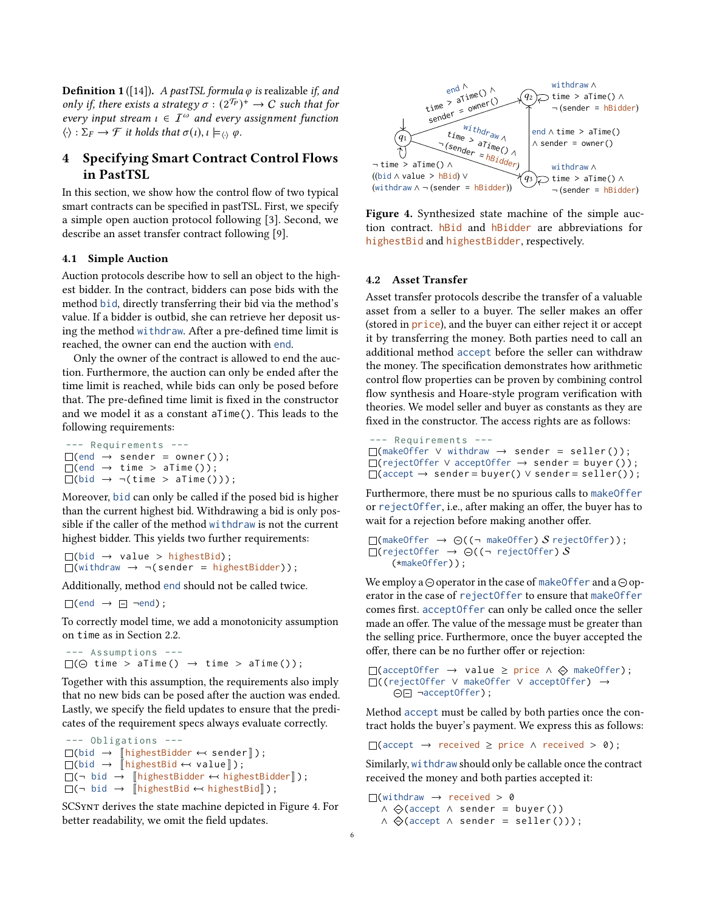**Definition 1** ([14]). *A pastTSL formula $\varphi$ is* realizable *if, and only if, there exists a strategy $\sigma : (2^{\mathcal{T}_P})^+ \to C$ such that for every input stream $\iota \in \mathcal{I}^\omega$ and every assignment function $\langle\cdot\rangle : \Sigma_F \to \mathcal{F}$ it holds that $\sigma(\iota), \iota \models_{\langle\cdot\rangle} \varphi$.*

## 4 Specifying Smart Contract Control Flows in PastTSL

In this section, we show how the control flow of two typical smart contracts can be specified in pastTSL. First, we specify a simple open auction protocol following [3]. Second, we describe an asset transfer contract following [9].

### 4.1 Simple Auction

Auction protocols describe how to sell an object to the highest bidder. In the contract, bidders can pose bids with the method bid, directly transferring their bid via the method's value. If a bidder is outbid, she can retrieve her deposit using the method withdraw. After a pre-defined time limit is reached, the owner can end the auction with end.

Only the owner of the contract is allowed to end the auction. Furthermore, the auction can only be ended after the time limit is reached, while bids can only be posed before that. The pre-defined time limit is fixed in the constructor and we model it as a constant aTime(). This leads to the following requirements:

```
--- Requirements ---
□(end → sender = owner());
□(end → time > aTime());
□(bid → ¬(time > aTime()));
```

Moreover, bid can only be called if the posed bid is higher than the current highest bid. Withdrawing a bid is only possible if the caller of the method withdraw is not the current highest bidder. This yields two further requirements:

```
□(bid → value > highestBid);
□(withdraw → ¬(sender = highestBidder));
```

Additionally, method end should not be called twice.

```
□(end → ⊟ ¬end);
```

To correctly model time, we add a monotonicity assumption on time as in Section 2.2.

```
--- Assumptions ---
□(⊖ time > aTime() → time > aTime());
```

Together with this assumption, the requirements also imply that no new bids can be posed after the auction was ended. Lastly, we specify the field updates to ensure that the predicates of the requirement specs always evaluate correctly.

```
--- Obligations ---
□(bid → ⟦highestBidder ↤ sender⟧);
□(bid → ⟦highestBid ↤ value⟧);
□(¬ bid → ⟦highestBidder ↤ highestBidder⟧);
□(¬ bid → ⟦highestBid ↤ highestBid⟧);
```

SCSynt derives the state machine depicted in Figure 4. For better readability, we omit the field updates.

Figure 4. Synthesized state machine of the simple auction contract. hBid and hBidder are abbreviations for highestBid and highestBidder, respectively.

### 4.2 Asset Transfer

Asset transfer protocols describe the transfer of a valuable asset from a seller to a buyer. The seller makes an offer (stored in price), and the buyer can either reject it or accept it by transferring the money. Both parties need to call an additional method accept before the seller can withdraw the money. The specification demonstrates how arithmetic control flow properties can be proven by combining control flow synthesis and Hoare-style program verification with theories. We model seller and buyer as constants as they are fixed in the constructor. The access rights are as follows:

```
--- Requirements ---
□(makeOffer ∨ withdraw → sender = seller());
□(rejectOffer ∨ acceptOffer → sender = buyer());
□(accept → sender = buyer() ∨ sender = seller());
```

Furthermore, there must be no spurious calls to makeOffer or rejectOffer, i.e., after making an offer, the buyer has to wait for a rejection before making another offer.

```
□(makeOffer → ⊝((¬ makeOffer) S rejectOffer));
□(rejectOffer → ⊖((¬ rejectOffer) S
    (*makeOffer));
```

We employ a ⊝ operator in the case of makeOffer and a ⊖ operator in the case of rejectOffer to ensure that makeOffer comes first. acceptOffer can only be called once the seller made an offer. The value of the message must be greater than the selling price. Furthermore, once the buyer accepted the offer, there can be no further offer or rejection:

```
□(acceptOffer → value ≥ price ∧ ⟐ makeOffer);
□((rejectOffer ∨ makeOffer ∨ acceptOffer) →
    ⊖⊟ ¬acceptOffer);
```

Method accept must be called by both parties once the contract holds the buyer's payment. We express this as follows:

```
□(accept → received ≥ price ∧ received > 0);
```

Similarly, withdraw should only be callable once the contract received the money and both parties accepted it:

```
□(withdraw → received > 0
  ∧ ⟐(accept ∧ sender = buyer())
  ∧ ⟐(accept ∧ sender = seller()));
```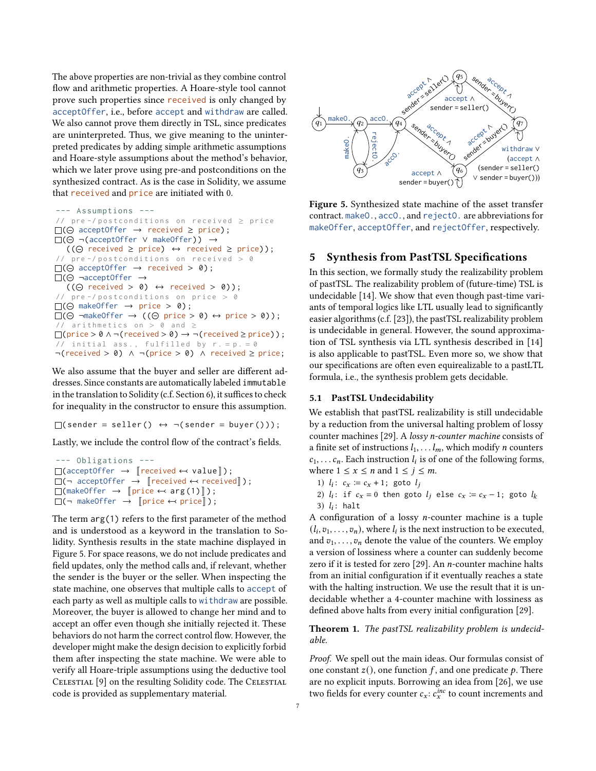The above properties are non-trivial as they combine control flow and arithmetic properties. A Hoare-style tool cannot prove such properties since received is only changed by acceptOffer, i.e., before accept and withdraw are called. We also cannot prove them directly in TSL, since predicates are uninterpreted. Thus, we give meaning to the uninterpreted predicates by adding simple arithmetic assumptions and Hoare-style assumptions about the method's behavior, which we later prove using pre-and postconditions on the synthesized contract. As is the case in Solidity, we assume that received and price are initiated with 0.

```
--- Assumptions ---
// pre-/postconditions on received ≥ price
□(⊖ acceptOffer → received ≥ price);
□(⊖ ¬(acceptOffer ∨ makeOffer)) →
  ((⊖ received ≥ price) ↔ received ≥ price));
// pre-/postconditions on received > 0
□(⊖ acceptOffer → received > 0);
□(⊖ ¬acceptOffer →
  ((⊖ received > 0) ↔ received > 0));
// pre-/postconditions on price > 0
□(⊖ makeOffer → price > 0);
□(⊖ ¬makeOffer → ((⊖ price > 0) ↔ price > 0));
// arithmetics on > 0 and ≥
□(price > 0 ∧ ¬(received > 0) → ¬(received ≥ price));
// initial ass., fulfilled by r.=p.=0
¬(received > 0) ∧ ¬(price > 0) ∧ received ≥ price;
```

We also assume that the buyer and seller are different addresses. Since constants are automatically labeled immutable in the translation to Solidity (c.f. Section 6), it suffices to check for inequality in the constructor to ensure this assumption.

```
□(sender = seller() ↔ ¬(sender = buyer()));
```

Lastly, we include the control flow of the contract's fields.

```
--- Obligations ---
□(acceptOffer → ⟦received ↤ value⟧);
□(¬ acceptOffer → ⟦received ↤ received⟧);
□(makeOffer → ⟦price ↤ arg(1)⟧);
□(¬ makeOffer → ⟦price ↤ price⟧);
```

The term arg(1) refers to the first parameter of the method and is understood as a keyword in the translation to Solidity. Synthesis results in the state machine displayed in Figure 5. For space reasons, we do not include predicates and field updates, only the method calls and, if relevant, whether the sender is the buyer or the seller. When inspecting the state machine, one observes that multiple calls to accept of each party as well as multiple calls to withdraw are possible. Moreover, the buyer is allowed to change her mind and to accept an offer even though she initially rejected it. These behaviors do not harm the correct control flow. However, the developer might make the design decision to explicitly forbid them after inspecting the state machine. We were able to verify all Hoare-triple assumptions using the deductive tool Celestial [9] on the resulting Solidity code. The Celestial code is provided as supplementary material.

Figure 5. Synthesized state machine of the asset transfer contract. makeO., accO., and rejectO. are abbreviations for makeOffer, acceptOffer, and rejectOffer, respectively.

## 5 Synthesis from PastTSL Specifications

In this section, we formally study the realizability problem of pastTSL. The realizability problem of (future-time) TSL is undecidable [14]. We show that even though past-time variants of temporal logics like LTL usually lead to significantly easier algorithms (c.f. [23]), the pastTSL realizability problem is undecidable in general. However, the sound approximation of TSL synthesis via LTL synthesis described in [14] is also applicable to pastTSL. Even more so, we show that our specifications are often even equirealizable to a pastLTL formula, i.e., the synthesis problem gets decidable.

### 5.1 PastTSL Undecidability

We establish that pastTSL realizability is still undecidable by a reduction from the universal halting problem of lossy counter machines [29]. A *lossy n-counter machine* consists of a finite set of instructions $l_1, \dots l_m$, which modify $n$ counters $c_1, \dots c_n$. Each instruction $l_i$ is of one of the following forms, where $1 \leq x \leq n$ and $1 \leq j \leq m$.

1) $l_i$: $c_x := c_x + 1$; goto $l_j$
2) $l_i$: if $c_x = 0$ then goto $l_j$ else $c_x := c_x - 1$; goto $l_k$
3) $l_i$: halt

A configuration of a lossy $n$-counter machine is a tuple $(l_i, v_1, \dots, v_n)$, where $l_i$ is the next instruction to be executed, and $v_1, \dots, v_n$ denote the value of the counters. We employ a version of lossiness where a counter can suddenly become zero if it is tested for zero [29]. An $n$-counter machine halts from an initial configuration if it eventually reaches a state with the halting instruction. We use the result that it is undecidable whether a 4-counter machine with lossiness as defined above halts from every initial configuration [29].

**Theorem 1.** *The pastTSL realizability problem is undecidable.*

*Proof.* We spell out the main ideas. Our formulas consist of one constant $z()$, one function $f$, and one predicate $p$. There are no explicit inputs. Borrowing an idea from [26], we use two fields for every counter $c_x$: $c_x^{inc}$ to count increments and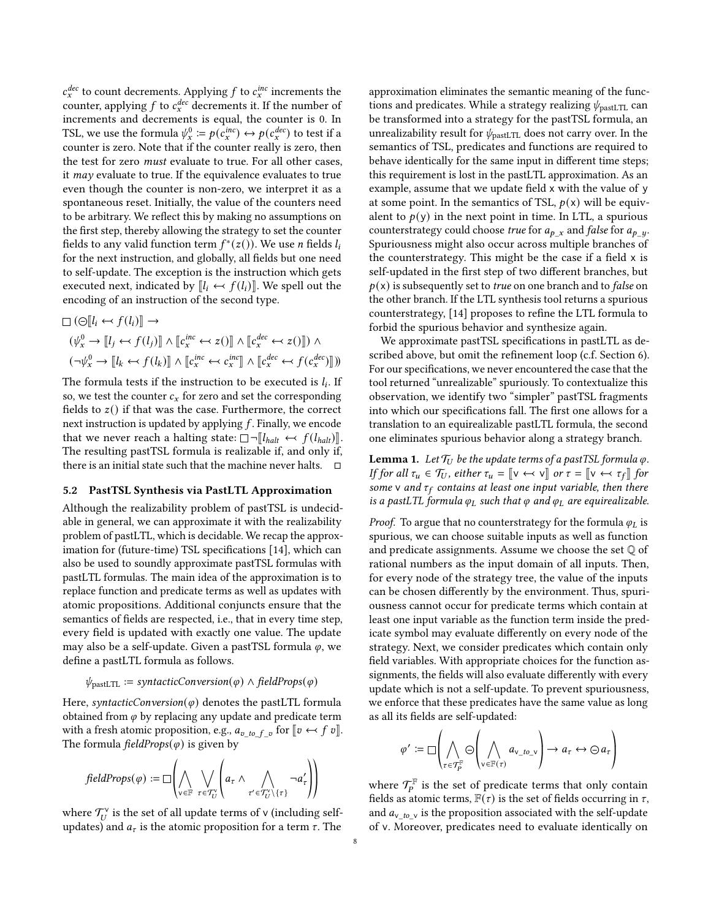$c_x^{dec}$ to count decrements. Applying $f$ to $c_x^{inc}$ increments the counter, applying $f$ to $c_x^{dec}$ decrements it. If the number of increments and decrements is equal, the counter is 0. In TSL, we use the formula $\psi_x^0 := p(c_x^{inc}) \leftrightarrow p(c_x^{dec})$ to test if a counter is zero. Note that if the counter really is zero, then the test for zero *must* evaluate to true. For all other cases, it *may* evaluate to true. If the equivalence evaluates to true even though the counter is non-zero, we interpret it as a spontaneous reset. Initially, the value of the counters need to be arbitrary. We reflect this by making no assumptions on the first step, thereby allowing the strategy to set the counter fields to any valid function term $f^*(z())$. We use $n$ fields $l_i$ for the next instruction, and globally, all fields but one need to self-update. The exception is the instruction which gets executed next, indicated by $[\![l_i \leftarrowtail f(l_i)]\!]$. We spell out the encoding of an instruction of the second type.

$$
\begin{aligned}
&\square\,(\circleddash[\![l_i \leftarrowtail f(l_i)]\!] \rightarrow \\
&(\psi_x^0 \rightarrow [\![l_j \leftarrowtail f(l_j)]\!] \wedge [\![c_x^{inc} \leftarrowtail z()]\!] \wedge [\![c_x^{dec} \leftarrowtail z()]\!]) \wedge \\
&(\neg\psi_x^0 \rightarrow [\![l_k \leftarrowtail f(l_k)]\!] \wedge [\![c_x^{inc} \leftarrowtail c_x^{inc}]\!] \wedge [\![c_x^{dec} \leftarrowtail f(c_x^{dec})]\!]))
\end{aligned}
$$

The formula tests if the instruction to be executed is $l_i$. If so, we test the counter $c_x$ for zero and set the corresponding fields to $z()$ if that was the case. Furthermore, the correct next instruction is updated by applying $f$. Finally, we encode that we never reach a halting state: $\square\neg[\![l_{halt} \leftarrowtail f(l_{halt})]\!]$. The resulting pastTSL formula is realizable if, and only if, there is an initial state such that the machine never halts. $\square$

### 5.2 PastTSL Synthesis via PastLTL Approximation

Although the realizability problem of pastTSL is undecidable in general, we can approximate it with the realizability problem of pastLTL, which is decidable. We recap the approximation for (future-time) TSL specifications [14], which can also be used to soundly approximate pastTSL formulas with pastLTL formulas. The main idea of the approximation is to replace function and predicate terms as well as updates with atomic propositions. Additional conjuncts ensure that the semantics of fields are respected, i.e., that in every time step, every field is updated with exactly one value. The update may also be a self-update. Given a pastTSL formula $\varphi$, we define a pastLTL formula as follows.

$$\psi_{\text{pastLTL}} := \textit{syntacticConversion}(\varphi) \wedge \textit{fieldProps}(\varphi)$$

Here, *syntacticConversion*$(\varphi)$ denotes the pastLTL formula obtained from $\varphi$ by replacing any update and predicate term with a fresh atomic proposition, e.g., $a_{v\_to\_f\_v}$ for $[\![v \leftarrowtail f\ v]\!]$. The formula *fieldProps*$(\varphi)$ is given by

$$\textit{fieldProps}(\varphi) := \square\left(\bigwedge_{\mathsf{v}\in\mathbb{F}}\ \bigvee_{\tau\in\mathcal{T}_U^{\mathsf{v}}}\left(a_\tau \wedge \bigwedge_{\tau'\in\mathcal{T}_U^{\mathsf{v}}\setminus\{\tau\}} \neg a'_\tau\right)\right)$$

where $\mathcal{T}_U^{\mathsf{v}}$ is the set of all update terms of $\mathsf{v}$ (including self-updates) and $a_\tau$ is the atomic proposition for a term $\tau$. The approximation eliminates the semantic meaning of the functions and predicates. While a strategy realizing $\psi_{\text{pastLTL}}$ can be transformed into a strategy for the pastTSL formula, an unrealizability result for $\psi_{\text{pastLTL}}$ does not carry over. In the semantics of TSL, predicates and functions are required to behave identically for the same input in different time steps; this requirement is lost in the pastLTL approximation. As an example, assume that we update field $\mathsf{x}$ with the value of $\mathsf{y}$ at some point. In the semantics of TSL, $p(\mathsf{x})$ will be equivalent to $p(\mathsf{y})$ in the next point in time. In LTL, a spurious counterstrategy could choose *true* for $a_{p\_x}$ and *false* for $a_{p\_y}$. Spuriousness might also occur across multiple branches of the counterstrategy. This might be the case if a field $\mathsf{x}$ is self-updated in the first step of two different branches, but $p(\mathsf{x})$ is subsequently set to *true* on one branch and to *false* on the other branch. If the LTL synthesis tool returns a spurious counterstrategy, [14] proposes to refine the LTL formula to forbid the spurious behavior and synthesize again.

We approximate pastTSL specifications in pastLTL as described above, but omit the refinement loop (c.f. Section 6). For our specifications, we never encountered the case that the tool returned "unrealizable" spuriously. To contextualize this observation, we identify two "simpler" pastTSL fragments into which our specifications fall. The first one allows for a translation to an equirealizable pastLTL formula, the second one eliminates spurious behavior along a strategy branch.

**Lemma 1.** *Let $\mathcal{T}_U$ be the update terms of a pastTSL formula $\varphi$. If for all $\tau_u \in \mathcal{T}_U$, either $\tau_u = [\![\mathsf{v} \leftarrowtail \mathsf{v}]\!]$ or $\tau = [\![\mathsf{v} \leftarrowtail \tau_f]\!]$ for some $\mathsf{v}$ and $\tau_f$ contains at least one input variable, then there is a pastLTL formula $\varphi_L$ such that $\varphi$ and $\varphi_L$ are equirealizable.*

*Proof.* To argue that no counterstrategy for the formula $\varphi_L$ is spurious, we can choose suitable inputs as well as function and predicate assignments. Assume we choose the set $\mathbb{Q}$ of rational numbers as the input domain of all inputs. Then, for every node of the strategy tree, the value of the inputs can be chosen differently by the environment. Thus, spuriousness cannot occur for predicate terms which contain at least one input variable as the function term inside the predicate symbol may evaluate differently on every node of the strategy. Next, we consider predicates which contain only field variables. With appropriate choices for the function assignments, the fields will also evaluate differently with every update which is not a self-update. To prevent spuriousness, we enforce that these predicates have the same value as long as all its fields are self-updated:

$$\varphi' := \square\left(\bigwedge_{\tau\in\mathcal{T}_P^{\mathbb{F}}} \circleddash\left(\bigwedge_{\mathsf{v}\in\mathbb{F}(\tau)} a_{\mathsf{v}\_to\_\mathsf{v}}\right) \rightarrow a_\tau \leftrightarrow \circleddash a_\tau\right)$$

where $\mathcal{T}_P^{\mathbb{F}}$ is the set of predicate terms that only contain fields as atomic terms, $\mathbb{F}(\tau)$ is the set of fields occurring in $\tau$, and $a_{\mathsf{v}\_to\_\mathsf{v}}$ is the proposition associated with the self-update of $\mathsf{v}$. Moreover, predicates need to evaluate identically on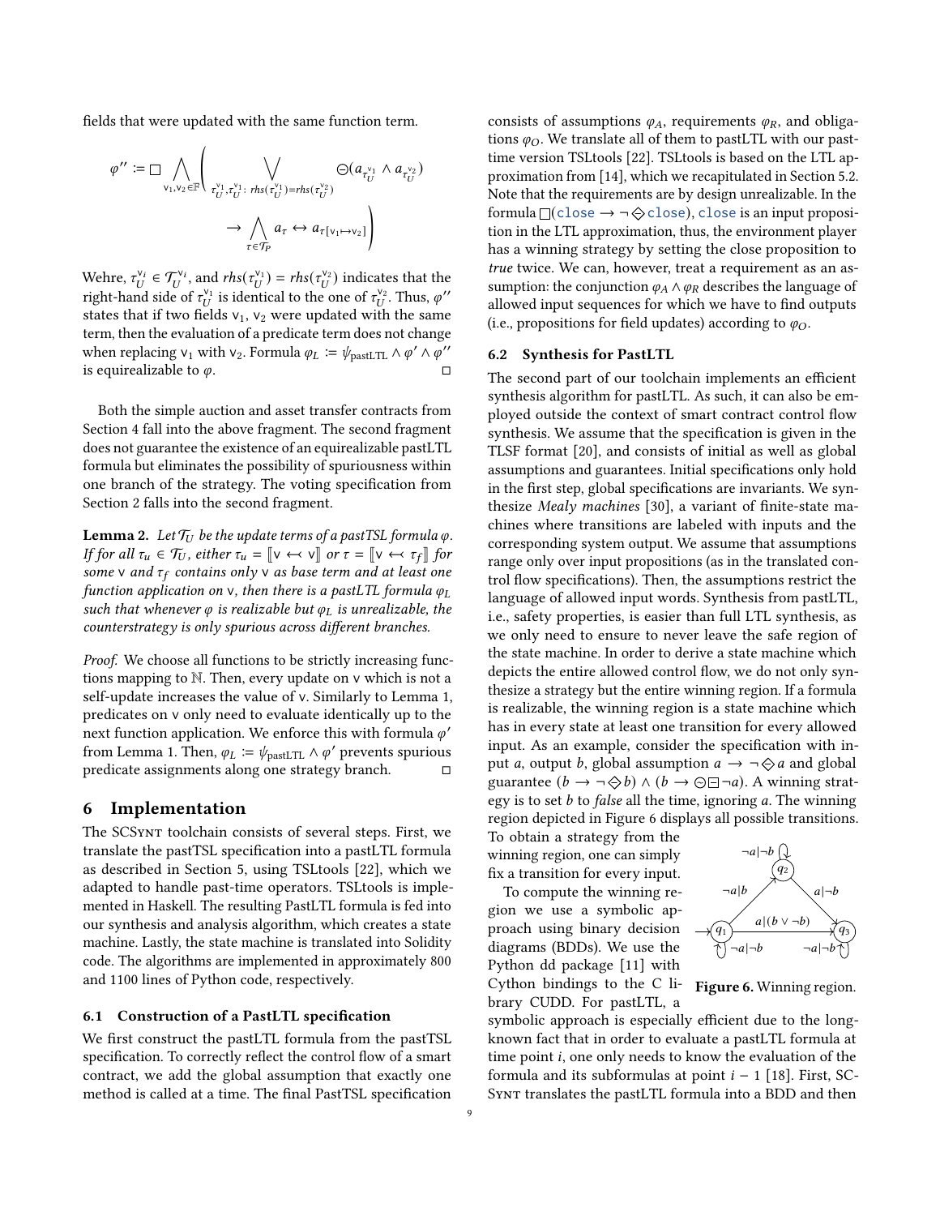fields that were updated with the same function term.

$$\varphi'' := \square \bigwedge_{\mathsf{v}_1,\mathsf{v}_2 \in \mathbb{F}} \left( \bigvee_{\tau_U^{\mathsf{v}_1},\tau_U^{\mathsf{v}_1}:\ rhs(\tau_U^{\mathsf{v}_1})=rhs(\tau_U^{\mathsf{v}_2})} \circleddash(a_{\tau_U^{\mathsf{v}_1}} \wedge a_{\tau_U^{\mathsf{v}_2}}) \rightarrow \bigwedge_{\tau \in \mathcal{T}_P} a_\tau \leftrightarrow a_{\tau[\mathsf{v}_1 \mapsto \mathsf{v}_2]} \right)$$

Wehre, $\tau_U^{\mathsf{v}_i} \in \mathcal{T}_U^{\mathsf{v}_i}$, and $rhs(\tau_U^{\mathsf{v}_1}) = rhs(\tau_U^{\mathsf{v}_2})$ indicates that the right-hand side of $\tau_U^{\mathsf{v}_1}$ is identical to the one of $\tau_U^{\mathsf{v}_2}$. Thus, $\varphi''$ states that if two fields $\mathsf{v}_1$, $\mathsf{v}_2$ were updated with the same term, then the evaluation of a predicate term does not change when replacing $\mathsf{v}_1$ with $\mathsf{v}_2$. Formula $\varphi_L := \psi_{\text{pastLTL}} \wedge \varphi' \wedge \varphi''$ is equirealizable to $\varphi$. □

Both the simple auction and asset transfer contracts from Section 4 fall into the above fragment. The second fragment does not guarantee the existence of an equirealizable pastLTL formula but eliminates the possibility of spuriousness within one branch of the strategy. The voting specification from Section 2 falls into the second fragment.

**Lemma 2.** *Let $\mathcal{T}_U$ be the update terms of a pastTSL formula $\varphi$. If for all $\tau_u \in \mathcal{T}_U$, either $\tau_u = \llbracket \mathsf{v} \leftarrowtail \mathsf{v} \rrbracket$ or $\tau = \llbracket \mathsf{v} \leftarrowtail \tau_f \rrbracket$ for some $\mathsf{v}$ and $\tau_f$ contains only $\mathsf{v}$ as base term and at least one function application on $\mathsf{v}$, then there is a pastLTL formula $\varphi_L$ such that whenever $\varphi$ is realizable but $\varphi_L$ is unrealizable, the counterstrategy is only spurious across different branches.*

*Proof.* We choose all functions to be strictly increasing functions mapping to $\mathbb{N}$. Then, every update on $\mathsf{v}$ which is not a self-update increases the value of $\mathsf{v}$. Similarly to Lemma 1, predicates on $\mathsf{v}$ only need to evaluate identically up to the next function application. We enforce this with formula $\varphi'$ from Lemma 1. Then, $\varphi_L := \psi_{\text{pastLTL}} \wedge \varphi'$ prevents spurious predicate assignments along one strategy branch. □

# 6 Implementation

The SCSynt toolchain consists of several steps. First, we translate the pastTSL specification into a pastLTL formula as described in Section 5, using TSLtools [22], which we adapted to handle past-time operators. TSLtools is implemented in Haskell. The resulting PastLTL formula is fed into our synthesis and analysis algorithm, which creates a state machine. Lastly, the state machine is translated into Solidity code. The algorithms are implemented in approximately 800 and 1100 lines of Python code, respectively.

## 6.1 Construction of a PastLTL specification

We first construct the pastLTL formula from the pastTSL specification. To correctly reflect the control flow of a smart contract, we add the global assumption that exactly one method is called at a time. The final PastTSL specification consists of assumptions $\varphi_A$, requirements $\varphi_R$, and obligations $\varphi_O$. We translate all of them to pastLTL with our past-time version TSLtools [22]. TSLtools is based on the LTL approximation from [14], which we recapitulated in Section 5.2. Note that the requirements are by design unrealizable. In the formula $\square(\texttt{close} \rightarrow \neg \diamondminus \texttt{close})$, `close` is an input proposition in the LTL approximation, thus, the environment player has a winning strategy by setting the close proposition to *true* twice. We can, however, treat a requirement as an assumption: the conjunction $\varphi_A \wedge \varphi_R$ describes the language of allowed input sequences for which we have to find outputs (i.e., propositions for field updates) according to $\varphi_O$.

## 6.2 Synthesis for PastLTL

The second part of our toolchain implements an efficient synthesis algorithm for pastLTL. As such, it can also be employed outside the context of smart contract control flow synthesis. We assume that the specification is given in the TLSF format [20], and consists of initial as well as global assumptions and guarantees. Initial specifications only hold in the first step, global specifications are invariants. We synthesize *Mealy machines* [30], a variant of finite-state machines where transitions are labeled with inputs and the corresponding system output. We assume that assumptions range only over input propositions (as in the translated control flow specifications). Then, the assumptions restrict the language of allowed input words. Synthesis from pastLTL, i.e., safety properties, is easier than full LTL synthesis, as we only need to ensure to never leave the safe region of the state machine. In order to derive a state machine which depicts the entire allowed control flow, we do not only synthesize a strategy but the entire winning region. If a formula is realizable, the winning region is a state machine which has in every state at least one transition for every allowed input. As an example, consider the specification with input $a$, output $b$, global assumption $a \rightarrow \neg \diamondminus a$ and global guarantee $(b \rightarrow \neg \diamondminus b) \wedge (b \rightarrow \circleddash \boxminus \neg a)$. A winning strategy is to set $b$ to *false* all the time, ignoring $a$. The winning region depicted in Figure 6 displays all possible transitions. To obtain a strategy from the winning region, one can simply fix a transition for every input.

Figure 6. Winning region.

To compute the winning region we use a symbolic approach using binary decision diagrams (BDDs). We use the Python dd package [11] with Cython bindings to the C library CUDD. For pastLTL, a symbolic approach is especially efficient due to the long-known fact that in order to evaluate a pastLTL formula at time point $i$, one only needs to know the evaluation of the formula and its subformulas at point $i-1$ [18]. First, SCSynt translates the pastLTL formula into a BDD and then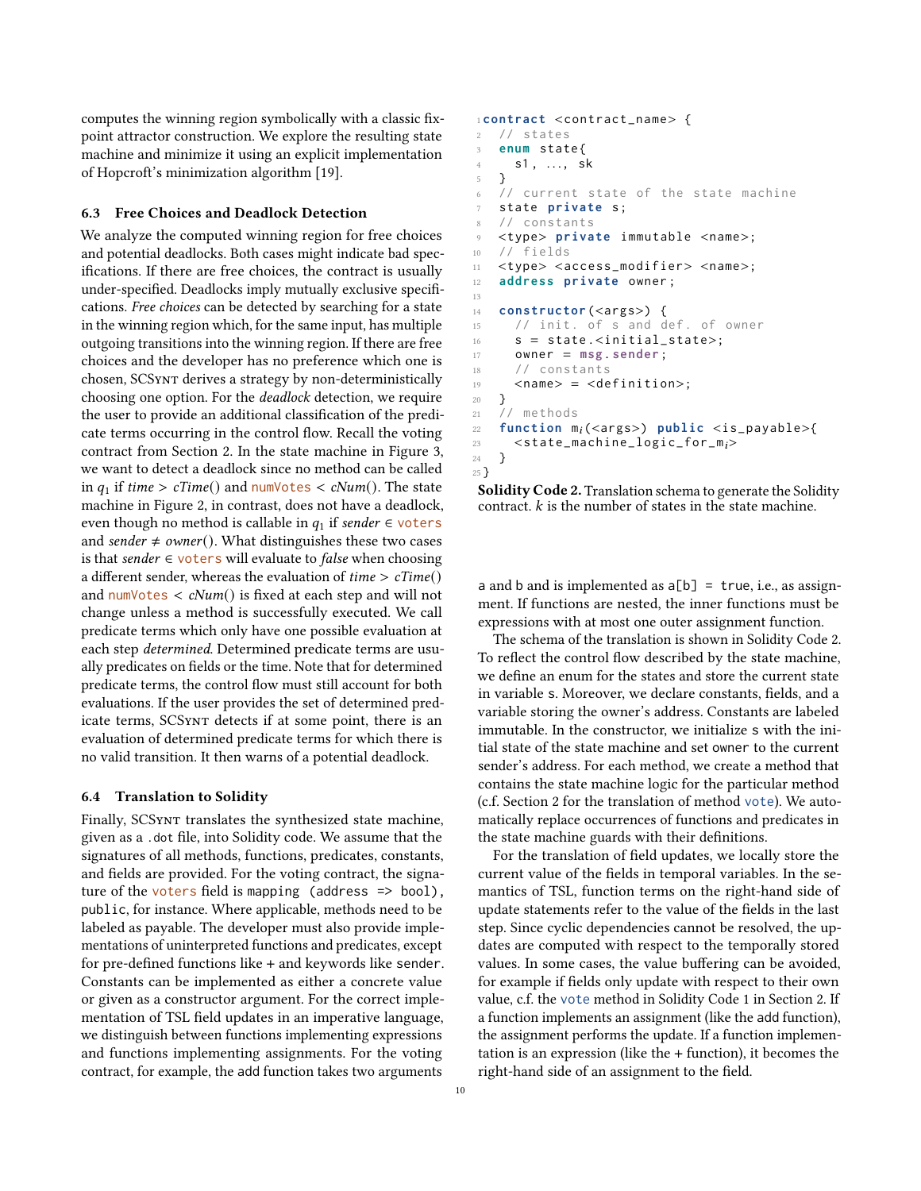computes the winning region symbolically with a classic fixpoint attractor construction. We explore the resulting state machine and minimize it using an explicit implementation of Hopcroft's minimization algorithm [19].

### 6.3 Free Choices and Deadlock Detection

We analyze the computed winning region for free choices and potential deadlocks. Both cases might indicate bad specifications. If there are free choices, the contract is usually under-specified. Deadlocks imply mutually exclusive specifications. *Free choices* can be detected by searching for a state in the winning region which, for the same input, has multiple outgoing transitions into the winning region. If there are free choices and the developer has no preference which one is chosen, SCSynt derives a strategy by non-deterministically choosing one option. For the *deadlock* detection, we require the user to provide an additional classification of the predicate terms occurring in the control flow. Recall the voting contract from Section 2. In the state machine in Figure 3, we want to detect a deadlock since no method can be called in $q_1$ if $time > cTime()$ and numVotes $< cNum()$. The state machine in Figure 2, in contrast, does not have a deadlock, even though no method is callable in $q_1$ if $sender \in$ voters and $sender \neq owner()$. What distinguishes these two cases is that $sender \in$ voters will evaluate to *false* when choosing a different sender, whereas the evaluation of $time > cTime()$ and numVotes $< cNum()$ is fixed at each step and will not change unless a method is successfully executed. We call predicate terms which only have one possible evaluation at each step *determined*. Determined predicate terms are usually predicates on fields or the time. Note that for determined predicate terms, the control flow must still account for both evaluations. If the user provides the set of determined predicate terms, SCSynt detects if at some point, there is an evaluation of determined predicate terms for which there is no valid transition. It then warns of a potential deadlock.

### 6.4 Translation to Solidity

Finally, SCSynt translates the synthesized state machine, given as a .dot file, into Solidity code. We assume that the signatures of all methods, functions, predicates, constants, and fields are provided. For the voting contract, the signature of the voters field is `mapping (address => bool), public`, for instance. Where applicable, methods need to be labeled as payable. The developer must also provide implementations of uninterpreted functions and predicates, except for pre-defined functions like + and keywords like sender. Constants can be implemented as either a concrete value or given as a constructor argument. For the correct implementation of TSL field updates in an imperative language, we distinguish between functions implementing expressions and functions implementing assignments. For the voting contract, for example, the add function takes two arguments

```
contract <contract_name> {
  // states
  enum state{
    s1, ..., sk
  }
  // current state of the state machine
  state private s;
  // constants
  <type> private immutable <name>;
  // fields
  <type> <access_modifier> <name>;
  address private owner;

  constructor(<args>) {
    // init. of s and def. of owner
    s = state.<initial_state>;
    owner = msg.sender;
    // constants
    <name> = <definition>;
  }
  // methods
  function m_i(<args>) public <is_payable>{
    <state_machine_logic_for_m_i>
  }
}
```

**Solidity Code 2.** Translation schema to generate the Solidity contract. $k$ is the number of states in the state machine.

a and b and is implemented as `a[b] = true`, i.e., as assignment. If functions are nested, the inner functions must be expressions with at most one outer assignment function.

The schema of the translation is shown in Solidity Code 2. To reflect the control flow described by the state machine, we define an enum for the states and store the current state in variable s. Moreover, we declare constants, fields, and a variable storing the owner's address. Constants are labeled immutable. In the constructor, we initialize s with the initial state of the state machine and set owner to the current sender's address. For each method, we create a method that contains the state machine logic for the particular method (c.f. Section 2 for the translation of method vote). We automatically replace occurrences of functions and predicates in the state machine guards with their definitions.

For the translation of field updates, we locally store the current value of the fields in temporal variables. In the semantics of TSL, function terms on the right-hand side of update statements refer to the value of the fields in the last step. Since cyclic dependencies cannot be resolved, the updates are computed with respect to the temporally stored values. In some cases, the value buffering can be avoided, for example if fields only update with respect to their own value, c.f. the vote method in Solidity Code 1 in Section 2. If a function implements an assignment (like the add function), the assignment performs the update. If a function implementation is an expression (like the + function), it becomes the right-hand side of an assignment to the field.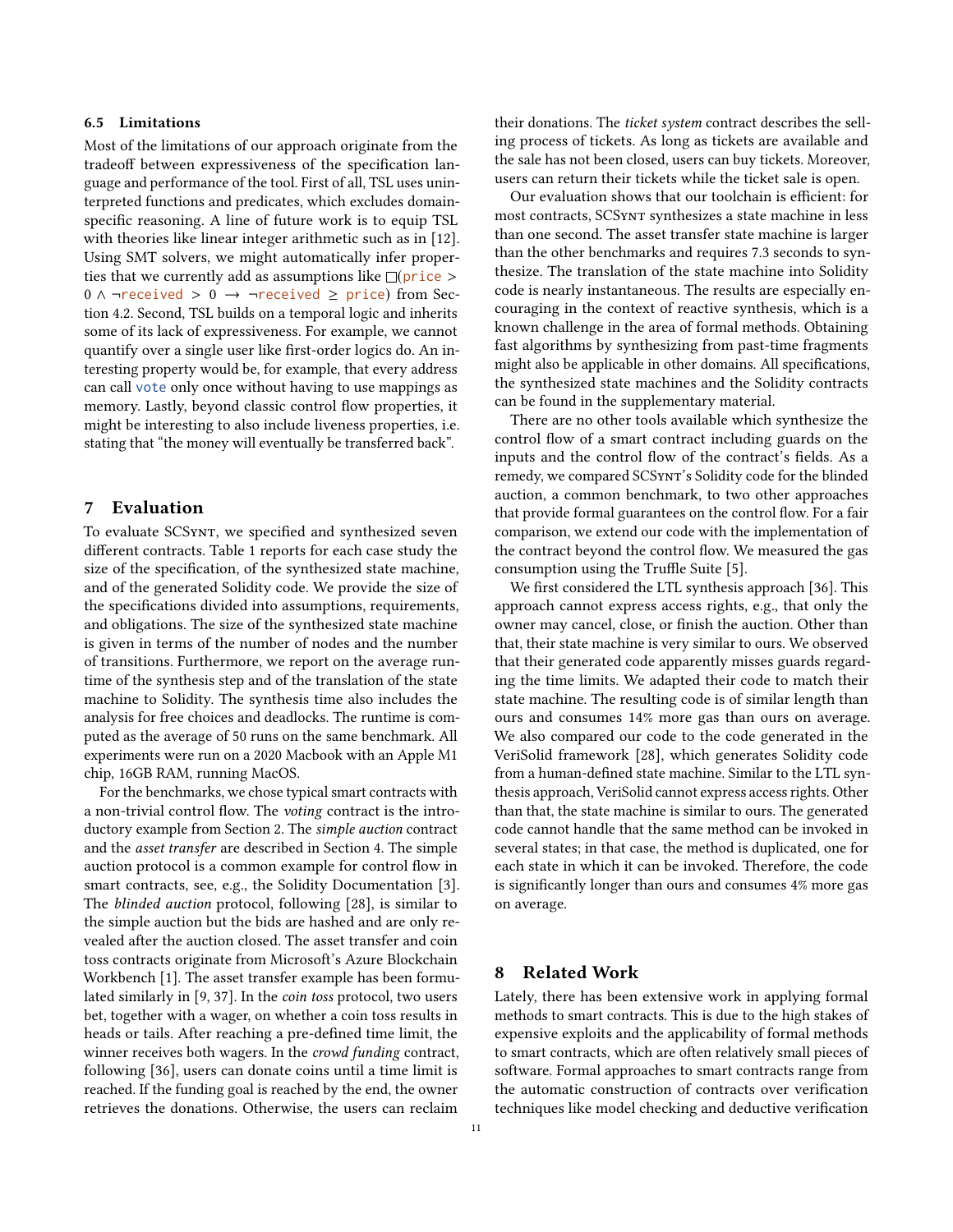### 6.5 Limitations

Most of the limitations of our approach originate from the tradeoff between expressiveness of the specification language and performance of the tool. First of all, TSL uses uninterpreted functions and predicates, which excludes domain-specific reasoning. A line of future work is to equip TSL with theories like linear integer arithmetic such as in [12]. Using SMT solvers, we might automatically infer properties that we currently add as assumptions like $\square(\texttt{price} > 0 \land \neg\texttt{received} > 0 \rightarrow \neg\texttt{received} \geq \texttt{price})$ from Section 4.2. Second, TSL builds on a temporal logic and inherits some of its lack of expressiveness. For example, we cannot quantify over a single user like first-order logics do. An interesting property would be, for example, that every address can call `vote` only once without having to use mappings as memory. Lastly, beyond classic control flow properties, it might be interesting to also include liveness properties, i.e. stating that "the money will eventually be transferred back".

## 7 Evaluation

To evaluate SCSynt, we specified and synthesized seven different contracts. Table 1 reports for each case study the size of the specification, of the synthesized state machine, and of the generated Solidity code. We provide the size of the specifications divided into assumptions, requirements, and obligations. The size of the synthesized state machine is given in terms of the number of nodes and the number of transitions. Furthermore, we report on the average runtime of the synthesis step and of the translation of the state machine to Solidity. The synthesis time also includes the analysis for free choices and deadlocks. The runtime is computed as the average of 50 runs on the same benchmark. All experiments were run on a 2020 Macbook with an Apple M1 chip, 16GB RAM, running MacOS.

For the benchmarks, we chose typical smart contracts with a non-trivial control flow. The *voting* contract is the introductory example from Section 2. The *simple auction* contract and the *asset transfer* are described in Section 4. The simple auction protocol is a common example for control flow in smart contracts, see, e.g., the Solidity Documentation [3]. The *blinded auction* protocol, following [28], is similar to the simple auction but the bids are hashed and are only revealed after the auction closed. The asset transfer and coin toss contracts originate from Microsoft's Azure Blockchain Workbench [1]. The asset transfer example has been formulated similarly in [9, 37]. In the *coin toss* protocol, two users bet, together with a wager, on whether a coin toss results in heads or tails. After reaching a pre-defined time limit, the winner receives both wagers. In the *crowd funding* contract, following [36], users can donate coins until a time limit is reached. If the funding goal is reached by the end, the owner retrieves the donations. Otherwise, the users can reclaim their donations. The *ticket system* contract describes the selling process of tickets. As long as tickets are available and the sale has not been closed, users can buy tickets. Moreover, users can return their tickets while the ticket sale is open.

Our evaluation shows that our toolchain is efficient: for most contracts, SCSynt synthesizes a state machine in less than one second. The asset transfer state machine is larger than the other benchmarks and requires 7.3 seconds to synthesize. The translation of the state machine into Solidity code is nearly instantaneous. The results are especially encouraging in the context of reactive synthesis, which is a known challenge in the area of formal methods. Obtaining fast algorithms by synthesizing from past-time fragments might also be applicable in other domains. All specifications, the synthesized state machines and the Solidity contracts can be found in the supplementary material.

There are no other tools available which synthesize the control flow of a smart contract including guards on the inputs and the control flow of the contract's fields. As a remedy, we compared SCSynt's Solidity code for the blinded auction, a common benchmark, to two other approaches that provide formal guarantees on the control flow. For a fair comparison, we extend our code with the implementation of the contract beyond the control flow. We measured the gas consumption using the Truffle Suite [5].

We first considered the LTL synthesis approach [36]. This approach cannot express access rights, e.g., that only the owner may cancel, close, or finish the auction. Other than that, their state machine is very similar to ours. We observed that their generated code apparently misses guards regarding the time limits. We adapted their code to match their state machine. The resulting code is of similar length than ours and consumes 14% more gas than ours on average. We also compared our code to the code generated in the VeriSolid framework [28], which generates Solidity code from a human-defined state machine. Similar to the LTL synthesis approach, VeriSolid cannot express access rights. Other than that, the state machine is similar to ours. The generated code cannot handle that the same method can be invoked in several states; in that case, the method is duplicated, one for each state in which it can be invoked. Therefore, the code is significantly longer than ours and consumes 4% more gas on average.

## 8 Related Work

Lately, there has been extensive work in applying formal methods to smart contracts. This is due to the high stakes of expensive exploits and the applicability of formal methods to smart contracts, which are often relatively small pieces of software. Formal approaches to smart contracts range from the automatic construction of contracts over verification techniques like model checking and deductive verification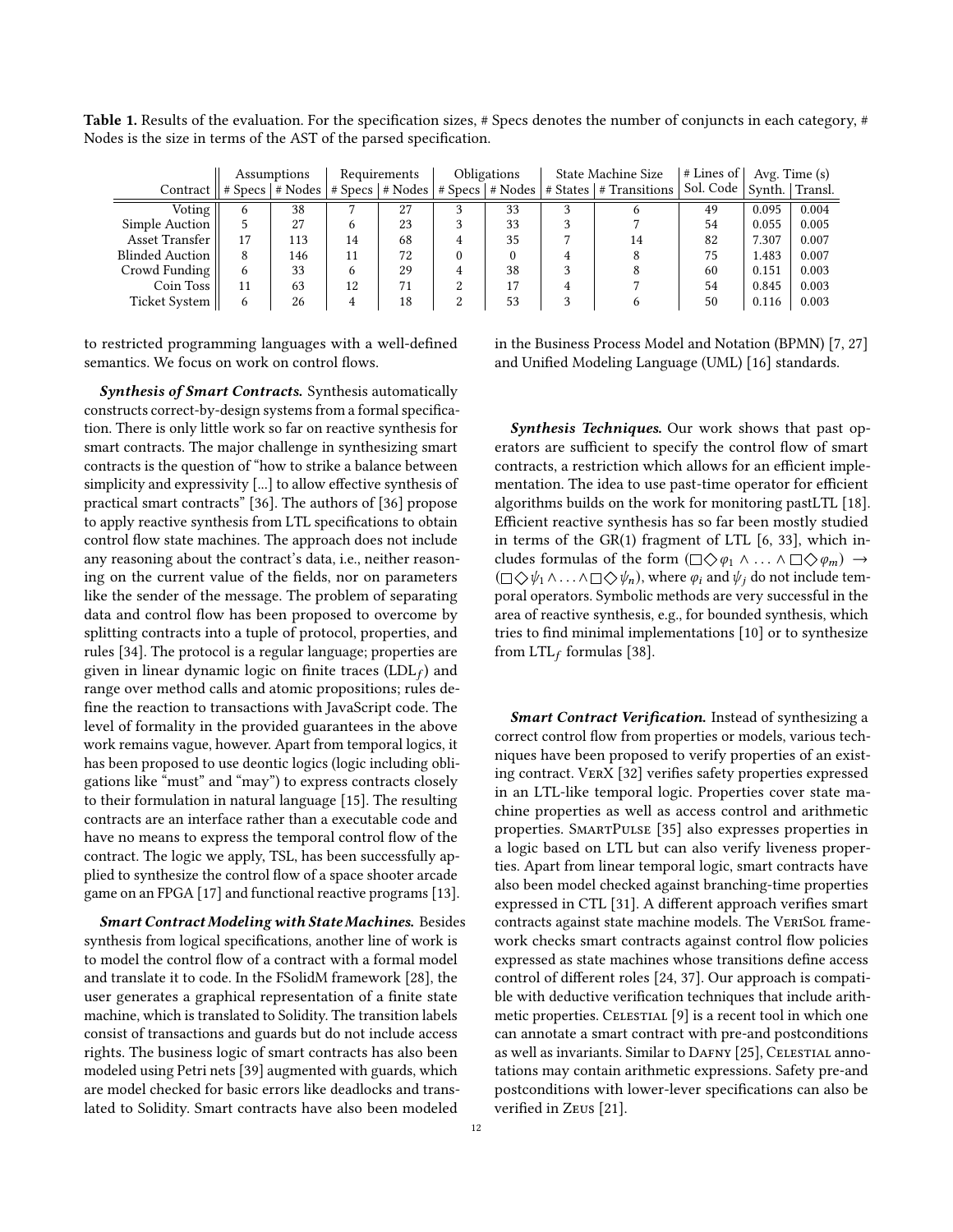**Table 1.** Results of the evaluation. For the specification sizes, # Specs denotes the number of conjuncts in each category, # Nodes is the size in terms of the AST of the parsed specification.

| Contract | Assumptions | | Requirements | | Obligations | | State Machine Size | | # Lines of Sol. Code | Avg. Time (s) | |
|---|---|---|---|---|---|---|---|---|---|---|---|
| | # Specs | # Nodes | # Specs | # Nodes | # Specs | # Nodes | # States | # Transitions | | Synth. | Transl. |
| Voting | 6 | 38 | 7 | 27 | 3 | 33 | 3 | 6 | 49 | 0.095 | 0.004 |
| Simple Auction | 5 | 27 | 6 | 23 | 3 | 33 | 3 | 7 | 54 | 0.055 | 0.005 |
| Asset Transfer | 17 | 113 | 14 | 68 | 4 | 35 | 7 | 14 | 82 | 7.307 | 0.007 |
| Blinded Auction | 8 | 146 | 11 | 72 | 0 | 0 | 4 | 8 | 75 | 1.483 | 0.007 |
| Crowd Funding | 6 | 33 | 6 | 29 | 4 | 38 | 3 | 8 | 60 | 0.151 | 0.003 |
| Coin Toss | 11 | 63 | 12 | 71 | 2 | 17 | 4 | 7 | 54 | 0.845 | 0.003 |
| Ticket System | 6 | 26 | 4 | 18 | 2 | 53 | 3 | 6 | 50 | 0.116 | 0.003 |

to restricted programming languages with a well-defined semantics. We focus on work on control flows.

***Synthesis of Smart Contracts.*** Synthesis automatically constructs correct-by-design systems from a formal specification. There is only little work so far on reactive synthesis for smart contracts. The major challenge in synthesizing smart contracts is the question of "how to strike a balance between simplicity and expressivity [...] to allow effective synthesis of practical smart contracts" [36]. The authors of [36] propose to apply reactive synthesis from LTL specifications to obtain control flow state machines. The approach does not include any reasoning about the contract's data, i.e., neither reasoning on the current value of the fields, nor on parameters like the sender of the message. The problem of separating data and control flow has been proposed to overcome by splitting contracts into a tuple of protocol, properties, and rules [34]. The protocol is a regular language; properties are given in linear dynamic logic on finite traces ($\text{LDL}_f$) and range over method calls and atomic propositions; rules define the reaction to transactions with JavaScript code. The level of formality in the provided guarantees in the above work remains vague, however. Apart from temporal logics, it has been proposed to use deontic logics (logic including obligations like "must" and "may") to express contracts closely to their formulation in natural language [15]. The resulting contracts are an interface rather than a executable code and have no means to express the temporal control flow of the contract. The logic we apply, TSL, has been successfully applied to synthesize the control flow of a space shooter arcade game on an FPGA [17] and functional reactive programs [13].

***Smart Contract Modeling with State Machines.*** Besides synthesis from logical specifications, another line of work is to model the control flow of a contract with a formal model and translate it to code. In the FSolidM framework [28], the user generates a graphical representation of a finite state machine, which is translated to Solidity. The transition labels consist of transactions and guards but do not include access rights. The business logic of smart contracts has also been modeled using Petri nets [39] augmented with guards, which are model checked for basic errors like deadlocks and translated to Solidity. Smart contracts have also been modeled in the Business Process Model and Notation (BPMN) [7, 27] and Unified Modeling Language (UML) [16] standards.

***Synthesis Techniques.*** Our work shows that past operators are sufficient to specify the control flow of smart contracts, a restriction which allows for an efficient implementation. The idea to use past-time operator for efficient algorithms builds on the work for monitoring pastLTL [18]. Efficient reactive synthesis has so far been mostly studied in terms of the GR(1) fragment of LTL [6, 33], which includes formulas of the form $(\Box\Diamond\varphi_1 \wedge \ldots \wedge \Box\Diamond\varphi_m) \rightarrow (\Box\Diamond\psi_1 \wedge \ldots \wedge \Box\Diamond\psi_n)$, where $\varphi_i$ and $\psi_j$ do not include temporal operators. Symbolic methods are very successful in the area of reactive synthesis, e.g., for bounded synthesis, which tries to find minimal implementations [10] or to synthesize from $\text{LTL}_f$ formulas [38].

***Smart Contract Verification.*** Instead of synthesizing a correct control flow from properties or models, various techniques have been proposed to verify properties of an existing contract. VerX [32] verifies safety properties expressed in an LTL-like temporal logic. Properties cover state machine properties as well as access control and arithmetic properties. SmartPulse [35] also expresses properties in a logic based on LTL but can also verify liveness properties. Apart from linear temporal logic, smart contracts have also been model checked against branching-time properties expressed in CTL [31]. A different approach verifies smart contracts against state machine models. The VeriSol framework checks smart contracts against control flow policies expressed as state machines whose transitions define access control of different roles [24, 37]. Our approach is compatible with deductive verification techniques that include arithmetic properties. Celestial [9] is a recent tool in which one can annotate a smart contract with pre-and postconditions as well as invariants. Similar to Dafny [25], Celestial annotations may contain arithmetic expressions. Safety pre-and postconditions with lower-lever specifications can also be verified in Zeus [21].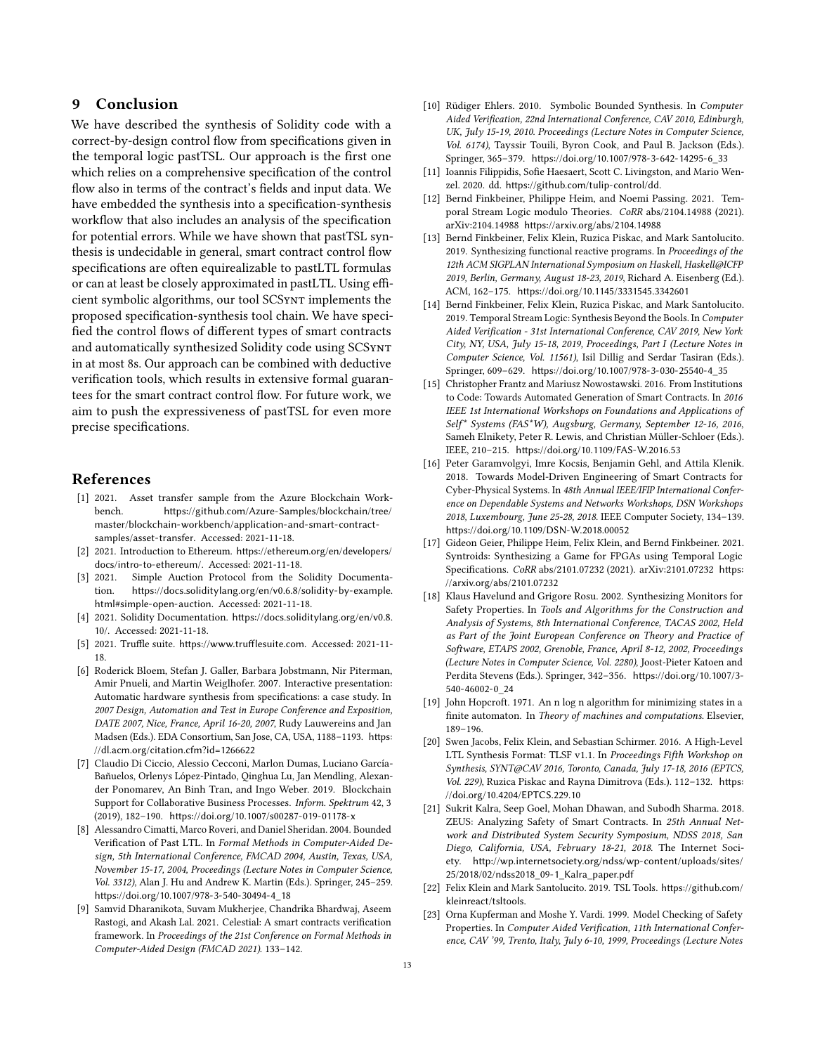## 9 Conclusion

We have described the synthesis of Solidity code with a correct-by-design control flow from specifications given in the temporal logic pastTSL. Our approach is the first one which relies on a comprehensive specification of the control flow also in terms of the contract's fields and input data. We have embedded the synthesis into a specification-synthesis workflow that also includes an analysis of the specification for potential errors. While we have shown that pastTSL synthesis is undecidable in general, smart contract control flow specifications are often equirealizable to pastLTL formulas or can at least be closely approximated in pastLTL. Using efficient symbolic algorithms, our tool SCSynt implements the proposed specification-synthesis tool chain. We have specified the control flows of different types of smart contracts and automatically synthesized Solidity code using SCSynt in at most 8s. Our approach can be combined with deductive verification tools, which results in extensive formal guarantees for the smart contract control flow. For future work, we aim to push the expressiveness of pastTSL for even more precise specifications.

## References

[1] 2021. Asset transfer sample from the Azure Blockchain Workbench. https://github.com/Azure-Samples/blockchain/tree/master/blockchain-workbench/application-and-smart-contract-samples/asset-transfer. Accessed: 2021-11-18.

[2] 2021. Introduction to Ethereum. https://ethereum.org/en/developers/docs/intro-to-ethereum/. Accessed: 2021-11-18.

[3] 2021. Simple Auction Protocol from the Solidity Documentation. https://docs.soliditylang.org/en/v0.6.8/solidity-by-example.html#simple-open-auction. Accessed: 2021-11-18.

[4] 2021. Solidity Documentation. https://docs.soliditylang.org/en/v0.8.10/. Accessed: 2021-11-18.

[5] 2021. Truffle suite. https://www.trufflesuite.com. Accessed: 2021-11-18.

[6] Roderick Bloem, Stefan J. Galler, Barbara Jobstmann, Nir Piterman, Amir Pnueli, and Martin Weiglhofer. 2007. Interactive presentation: Automatic hardware synthesis from specifications: a case study. In *2007 Design, Automation and Test in Europe Conference and Exposition, DATE 2007, Nice, France, April 16-20, 2007*, Rudy Lauwereins and Jan Madsen (Eds.). EDA Consortium, San Jose, CA, USA, 1188–1193. https://dl.acm.org/citation.cfm?id=1266622

[7] Claudio Di Ciccio, Alessio Cecconi, Marlon Dumas, Luciano García-Bañuelos, Orlenys López-Pintado, Qinghua Lu, Jan Mendling, Alexander Ponomarev, An Binh Tran, and Ingo Weber. 2019. Blockchain Support for Collaborative Business Processes. *Inform. Spektrum* 42, 3 (2019), 182–190. https://doi.org/10.1007/s00287-019-01178-x

[8] Alessandro Cimatti, Marco Roveri, and Daniel Sheridan. 2004. Bounded Verification of Past LTL. In *Formal Methods in Computer-Aided Design, 5th International Conference, FMCAD 2004, Austin, Texas, USA, November 15-17, 2004, Proceedings (Lecture Notes in Computer Science, Vol. 3312)*, Alan J. Hu and Andrew K. Martin (Eds.). Springer, 245–259. https://doi.org/10.1007/978-3-540-30494-4_18

[9] Samvid Dharanikota, Suvam Mukherjee, Chandrika Bhardwaj, Aseem Rastogi, and Akash Lal. 2021. Celestial: A smart contracts verification framework. In *Proceedings of the 21st Conference on Formal Methods in Computer-Aided Design (FMCAD 2021)*. 133–142.

[10] Rüdiger Ehlers. 2010. Symbolic Bounded Synthesis. In *Computer Aided Verification, 22nd International Conference, CAV 2010, Edinburgh, UK, July 15-19, 2010. Proceedings (Lecture Notes in Computer Science, Vol. 6174)*, Tayssir Touili, Byron Cook, and Paul B. Jackson (Eds.). Springer, 365–379. https://doi.org/10.1007/978-3-642-14295-6_33

[11] Ioannis Filippidis, Sofie Haesaert, Scott C. Livingston, and Mario Wenzel. 2020. dd. https://github.com/tulip-control/dd.

[12] Bernd Finkbeiner, Philippe Heim, and Noemi Passing. 2021. Temporal Stream Logic modulo Theories. *CoRR* abs/2104.14988 (2021). arXiv:2104.14988 https://arxiv.org/abs/2104.14988

[13] Bernd Finkbeiner, Felix Klein, Ruzica Piskac, and Mark Santolucito. 2019. Synthesizing functional reactive programs. In *Proceedings of the 12th ACM SIGPLAN International Symposium on Haskell, Haskell@ICFP 2019, Berlin, Germany, August 18-23, 2019*, Richard A. Eisenberg (Ed.). ACM, 162–175. https://doi.org/10.1145/3331545.3342601

[14] Bernd Finkbeiner, Felix Klein, Ruzica Piskac, and Mark Santolucito. 2019. Temporal Stream Logic: Synthesis Beyond the Bools. In *Computer Aided Verification - 31st International Conference, CAV 2019, New York City, NY, USA, July 15-18, 2019, Proceedings, Part I (Lecture Notes in Computer Science, Vol. 11561)*, Isil Dillig and Serdar Tasiran (Eds.). Springer, 609–629. https://doi.org/10.1007/978-3-030-25540-4_35

[15] Christopher Frantz and Mariusz Nowostawski. 2016. From Institutions to Code: Towards Automated Generation of Smart Contracts. In *2016 IEEE 1st International Workshops on Foundations and Applications of Self* Systems (FAS*W), Augsburg, Germany, September 12-16, 2016*, Sameh Elnikety, Peter R. Lewis, and Christian Müller-Schloer (Eds.). IEEE, 210–215. https://doi.org/10.1109/FAS-W.2016.53

[16] Peter Garamvolgyi, Imre Kocsis, Benjamin Gehl, and Attila Klenik. 2018. Towards Model-Driven Engineering of Smart Contracts for Cyber-Physical Systems. In *48th Annual IEEE/IFIP International Conference on Dependable Systems and Networks Workshops, DSN Workshops 2018, Luxembourg, June 25-28, 2018*. IEEE Computer Society, 134–139. https://doi.org/10.1109/DSN-W.2018.00052

[17] Gideon Geier, Philippe Heim, Felix Klein, and Bernd Finkbeiner. 2021. Syntroids: Synthesizing a Game for FPGAs using Temporal Logic Specifications. *CoRR* abs/2101.07232 (2021). arXiv:2101.07232 https://arxiv.org/abs/2101.07232

[18] Klaus Havelund and Grigore Rosu. 2002. Synthesizing Monitors for Safety Properties. In *Tools and Algorithms for the Construction and Analysis of Systems, 8th International Conference, TACAS 2002, Held as Part of the Joint European Conference on Theory and Practice of Software, ETAPS 2002, Grenoble, France, April 8-12, 2002, Proceedings (Lecture Notes in Computer Science, Vol. 2280)*, Joost-Pieter Katoen and Perdita Stevens (Eds.). Springer, 342–356. https://doi.org/10.1007/3-540-46002-0_24

[19] John Hopcroft. 1971. An n log n algorithm for minimizing states in a finite automaton. In *Theory of machines and computations*. Elsevier, 189–196.

[20] Swen Jacobs, Felix Klein, and Sebastian Schirmer. 2016. A High-Level LTL Synthesis Format: TLSF v1.1. In *Proceedings Fifth Workshop on Synthesis, SYNT@CAV 2016, Toronto, Canada, July 17-18, 2016 (EPTCS, Vol. 229)*, Ruzica Piskac and Rayna Dimitrova (Eds.). 112–132. https://doi.org/10.4204/EPTCS.229.10

[21] Sukrit Kalra, Seep Goel, Mohan Dhawan, and Subodh Sharma. 2018. ZEUS: Analyzing Safety of Smart Contracts. In *25th Annual Network and Distributed System Security Symposium, NDSS 2018, San Diego, California, USA, February 18-21, 2018*. The Internet Society. http://wp.internetsociety.org/ndss/wp-content/uploads/sites/25/2018/02/ndss2018_09-1_Kalra_paper.pdf

[22] Felix Klein and Mark Santolucito. 2019. TSL Tools. https://github.com/kleinreact/tsltools.

[23] Orna Kupferman and Moshe Y. Vardi. 1999. Model Checking of Safety Properties. In *Computer Aided Verification, 11th International Conference, CAV '99, Trento, Italy, July 6-10, 1999, Proceedings (Lecture Notes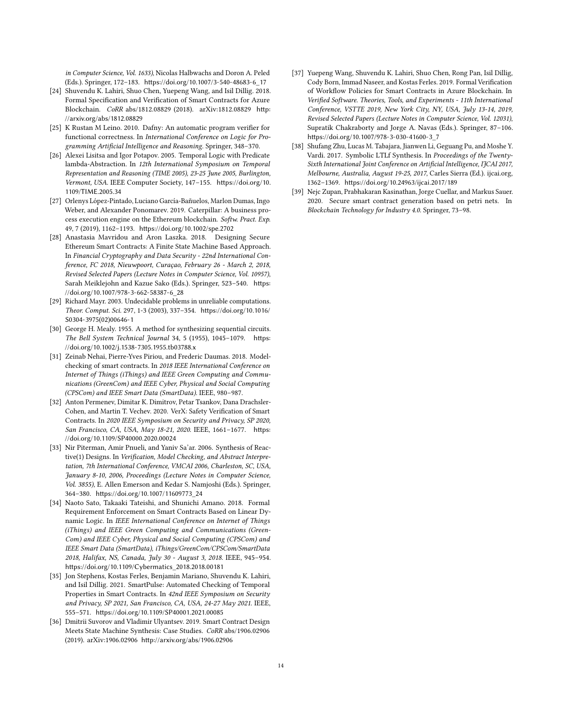*in Computer Science, Vol. 1633)*, Nicolas Halbwachs and Doron A. Peled (Eds.). Springer, 172–183. https://doi.org/10.1007/3-540-48683-6_17

[24] Shuvendu K. Lahiri, Shuo Chen, Yuepeng Wang, and Isil Dillig. 2018. Formal Specification and Verification of Smart Contracts for Azure Blockchain. *CoRR* abs/1812.08829 (2018). arXiv:1812.08829 http://arxiv.org/abs/1812.08829

[25] K Rustan M Leino. 2010. Dafny: An automatic program verifier for functional correctness. In *International Conference on Logic for Programming Artificial Intelligence and Reasoning*. Springer, 348–370.

[26] Alexei Lisitsa and Igor Potapov. 2005. Temporal Logic with Predicate lambda-Abstraction. In *12th International Symposium on Temporal Representation and Reasoning (TIME 2005), 23-25 June 2005, Burlington, Vermont, USA*. IEEE Computer Society, 147–155. https://doi.org/10.1109/TIME.2005.34

[27] Orlenys López-Pintado, Luciano García-Bañuelos, Marlon Dumas, Ingo Weber, and Alexander Ponomarev. 2019. Caterpillar: A business process execution engine on the Ethereum blockchain. *Softw. Pract. Exp.* 49, 7 (2019), 1162–1193. https://doi.org/10.1002/spe.2702

[28] Anastasia Mavridou and Aron Laszka. 2018. Designing Secure Ethereum Smart Contracts: A Finite State Machine Based Approach. In *Financial Cryptography and Data Security - 22nd International Conference, FC 2018, Nieuwpoort, Curaçao, February 26 - March 2, 2018, Revised Selected Papers (Lecture Notes in Computer Science, Vol. 10957)*, Sarah Meiklejohn and Kazue Sako (Eds.). Springer, 523–540. https://doi.org/10.1007/978-3-662-58387-6_28

[29] Richard Mayr. 2003. Undecidable problems in unreliable computations. *Theor. Comput. Sci.* 297, 1-3 (2003), 337–354. https://doi.org/10.1016/S0304-3975(02)00646-1

[30] George H. Mealy. 1955. A method for synthesizing sequential circuits. *The Bell System Technical Journal* 34, 5 (1955), 1045–1079. https://doi.org/10.1002/j.1538-7305.1955.tb03788.x

[31] Zeinab Nehai, Pierre-Yves Piriou, and Frederic Daumas. 2018. Model-checking of smart contracts. In *2018 IEEE International Conference on Internet of Things (iThings) and IEEE Green Computing and Communications (GreenCom) and IEEE Cyber, Physical and Social Computing (CPSCom) and IEEE Smart Data (SmartData)*. IEEE, 980–987.

[32] Anton Permenev, Dimitar K. Dimitrov, Petar Tsankov, Dana Drachsler-Cohen, and Martin T. Vechev. 2020. VerX: Safety Verification of Smart Contracts. In *2020 IEEE Symposium on Security and Privacy, SP 2020, San Francisco, CA, USA, May 18-21, 2020*. IEEE, 1661–1677. https://doi.org/10.1109/SP40000.2020.00024

[33] Nir Piterman, Amir Pnueli, and Yaniv Sa'ar. 2006. Synthesis of Reactive(1) Designs. In *Verification, Model Checking, and Abstract Interpretation, 7th International Conference, VMCAI 2006, Charleston, SC, USA, January 8-10, 2006, Proceedings (Lecture Notes in Computer Science, Vol. 3855)*, E. Allen Emerson and Kedar S. Namjoshi (Eds.). Springer, 364–380. https://doi.org/10.1007/11609773_24

[34] Naoto Sato, Takaaki Tateishi, and Shunichi Amano. 2018. Formal Requirement Enforcement on Smart Contracts Based on Linear Dynamic Logic. In *IEEE International Conference on Internet of Things (iThings) and IEEE Green Computing and Communications (GreenCom) and IEEE Cyber, Physical and Social Computing (CPSCom) and IEEE Smart Data (SmartData), iThings/GreenCom/CPSCom/SmartData 2018, Halifax, NS, Canada, July 30 - August 3, 2018*. IEEE, 945–954. https://doi.org/10.1109/Cybermatics_2018.2018.00181

[35] Jon Stephens, Kostas Ferles, Benjamin Mariano, Shuvendu K. Lahiri, and Isil Dillig. 2021. SmartPulse: Automated Checking of Temporal Properties in Smart Contracts. In *42nd IEEE Symposium on Security and Privacy, SP 2021, San Francisco, CA, USA, 24-27 May 2021*. IEEE, 555–571. https://doi.org/10.1109/SP40001.2021.00085

[36] Dmitrii Suvorov and Vladimir Ulyantsev. 2019. Smart Contract Design Meets State Machine Synthesis: Case Studies. *CoRR* abs/1906.02906 (2019). arXiv:1906.02906 http://arxiv.org/abs/1906.02906

[37] Yuepeng Wang, Shuvendu K. Lahiri, Shuo Chen, Rong Pan, Isil Dillig, Cody Born, Immad Naseer, and Kostas Ferles. 2019. Formal Verification of Workflow Policies for Smart Contracts in Azure Blockchain. In *Verified Software. Theories, Tools, and Experiments - 11th International Conference, VSTTE 2019, New York City, NY, USA, July 13-14, 2019, Revised Selected Papers (Lecture Notes in Computer Science, Vol. 12031)*, Supratik Chakraborty and Jorge A. Navas (Eds.). Springer, 87–106. https://doi.org/10.1007/978-3-030-41600-3_7

[38] Shufang Zhu, Lucas M. Tabajara, Jianwen Li, Geguang Pu, and Moshe Y. Vardi. 2017. Symbolic LTLf Synthesis. In *Proceedings of the Twenty-Sixth International Joint Conference on Artificial Intelligence, IJCAI 2017, Melbourne, Australia, August 19-25, 2017*, Carles Sierra (Ed.). ijcai.org, 1362–1369. https://doi.org/10.24963/ijcai.2017/189

[39] Nejc Zupan, Prabhakaran Kasinathan, Jorge Cuellar, and Markus Sauer. 2020. Secure smart contract generation based on petri nets. In *Blockchain Technology for Industry 4.0*. Springer, 73–98.